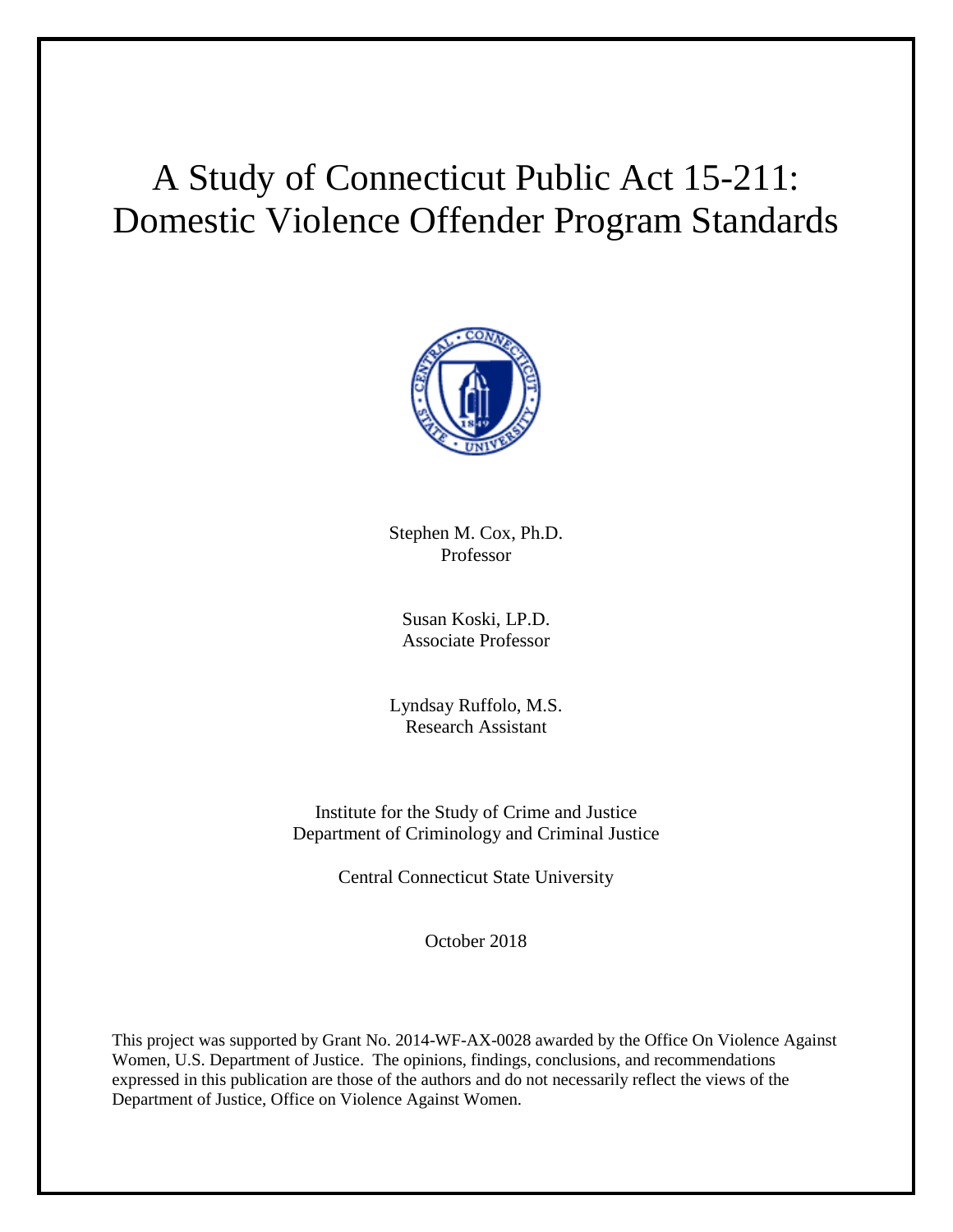# A Study of Connecticut Public Act 15-211: Domestic Violence Offender Program Standards

Stephen M. Cox, Ph.D.
Professor

Susan Koski, LP.D.
Associate Professor

Lyndsay Ruffolo, M.S.
Research Assistant

Institute for the Study of Crime and Justice
Department of Criminology and Criminal Justice

Central Connecticut State University

October 2018

This project was supported by Grant No. 2014-WF-AX-0028 awarded by the Office On Violence Against Women, U.S. Department of Justice. The opinions, findings, conclusions, and recommendations expressed in this publication are those of the authors and do not necessarily reflect the views of the Department of Justice, Office on Violence Against Women.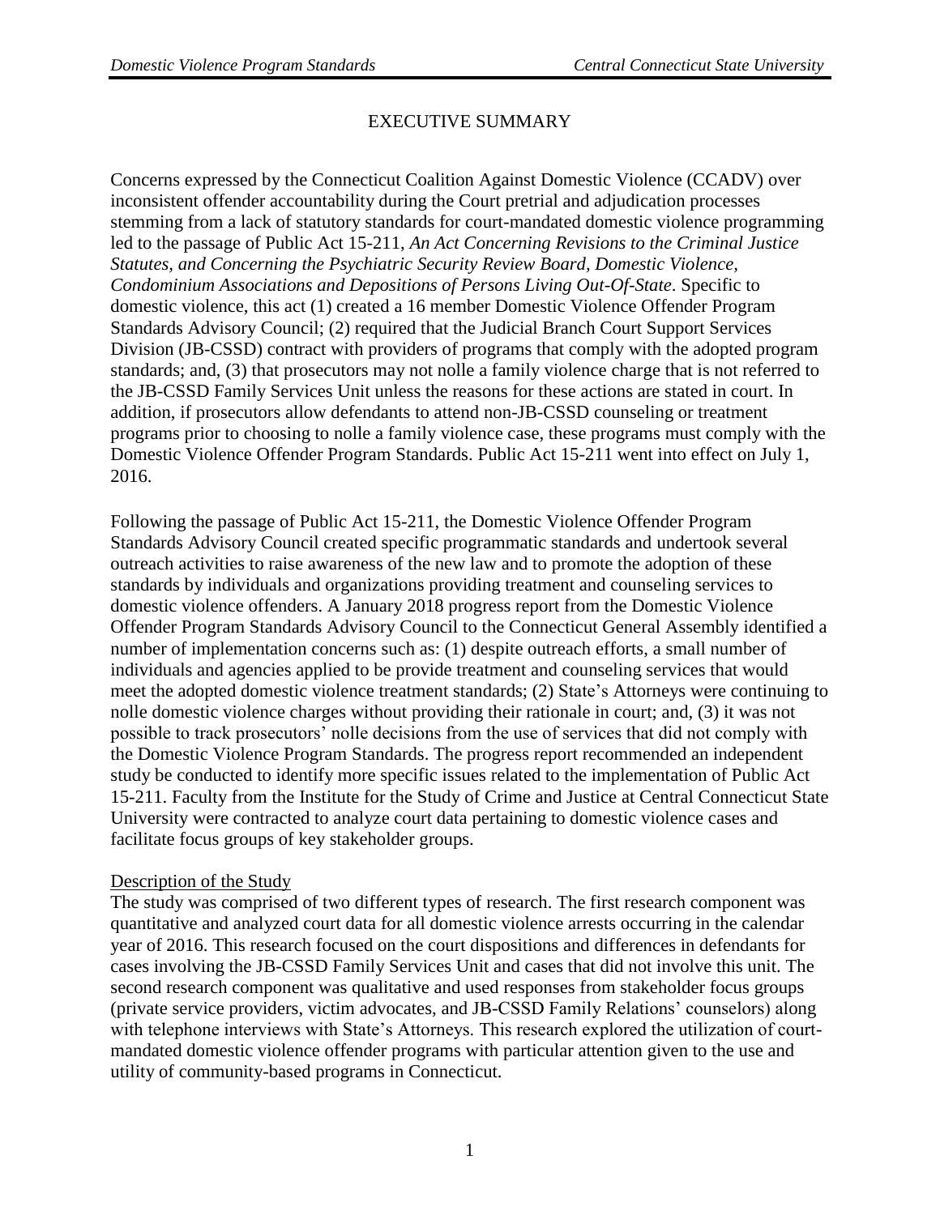# EXECUTIVE SUMMARY

Concerns expressed by the Connecticut Coalition Against Domestic Violence (CCADV) over inconsistent offender accountability during the Court pretrial and adjudication processes stemming from a lack of statutory standards for court-mandated domestic violence programming led to the passage of Public Act 15-211, *An Act Concerning Revisions to the Criminal Justice Statutes, and Concerning the Psychiatric Security Review Board, Domestic Violence, Condominium Associations and Depositions of Persons Living Out-Of-State*. Specific to domestic violence, this act (1) created a 16 member Domestic Violence Offender Program Standards Advisory Council; (2) required that the Judicial Branch Court Support Services Division (JB-CSSD) contract with providers of programs that comply with the adopted program standards; and, (3) that prosecutors may not nolle a family violence charge that is not referred to the JB-CSSD Family Services Unit unless the reasons for these actions are stated in court. In addition, if prosecutors allow defendants to attend non-JB-CSSD counseling or treatment programs prior to choosing to nolle a family violence case, these programs must comply with the Domestic Violence Offender Program Standards. Public Act 15-211 went into effect on July 1, 2016.

Following the passage of Public Act 15-211, the Domestic Violence Offender Program Standards Advisory Council created specific programmatic standards and undertook several outreach activities to raise awareness of the new law and to promote the adoption of these standards by individuals and organizations providing treatment and counseling services to domestic violence offenders. A January 2018 progress report from the Domestic Violence Offender Program Standards Advisory Council to the Connecticut General Assembly identified a number of implementation concerns such as: (1) despite outreach efforts, a small number of individuals and agencies applied to be provide treatment and counseling services that would meet the adopted domestic violence treatment standards; (2) State's Attorneys were continuing to nolle domestic violence charges without providing their rationale in court; and, (3) it was not possible to track prosecutors' nolle decisions from the use of services that did not comply with the Domestic Violence Program Standards. The progress report recommended an independent study be conducted to identify more specific issues related to the implementation of Public Act 15-211. Faculty from the Institute for the Study of Crime and Justice at Central Connecticut State University were contracted to analyze court data pertaining to domestic violence cases and facilitate focus groups of key stakeholder groups.

## Description of the Study

The study was comprised of two different types of research. The first research component was quantitative and analyzed court data for all domestic violence arrests occurring in the calendar year of 2016. This research focused on the court dispositions and differences in defendants for cases involving the JB-CSSD Family Services Unit and cases that did not involve this unit. The second research component was qualitative and used responses from stakeholder focus groups (private service providers, victim advocates, and JB-CSSD Family Relations' counselors) along with telephone interviews with State's Attorneys. This research explored the utilization of court-mandated domestic violence offender programs with particular attention given to the use and utility of community-based programs in Connecticut.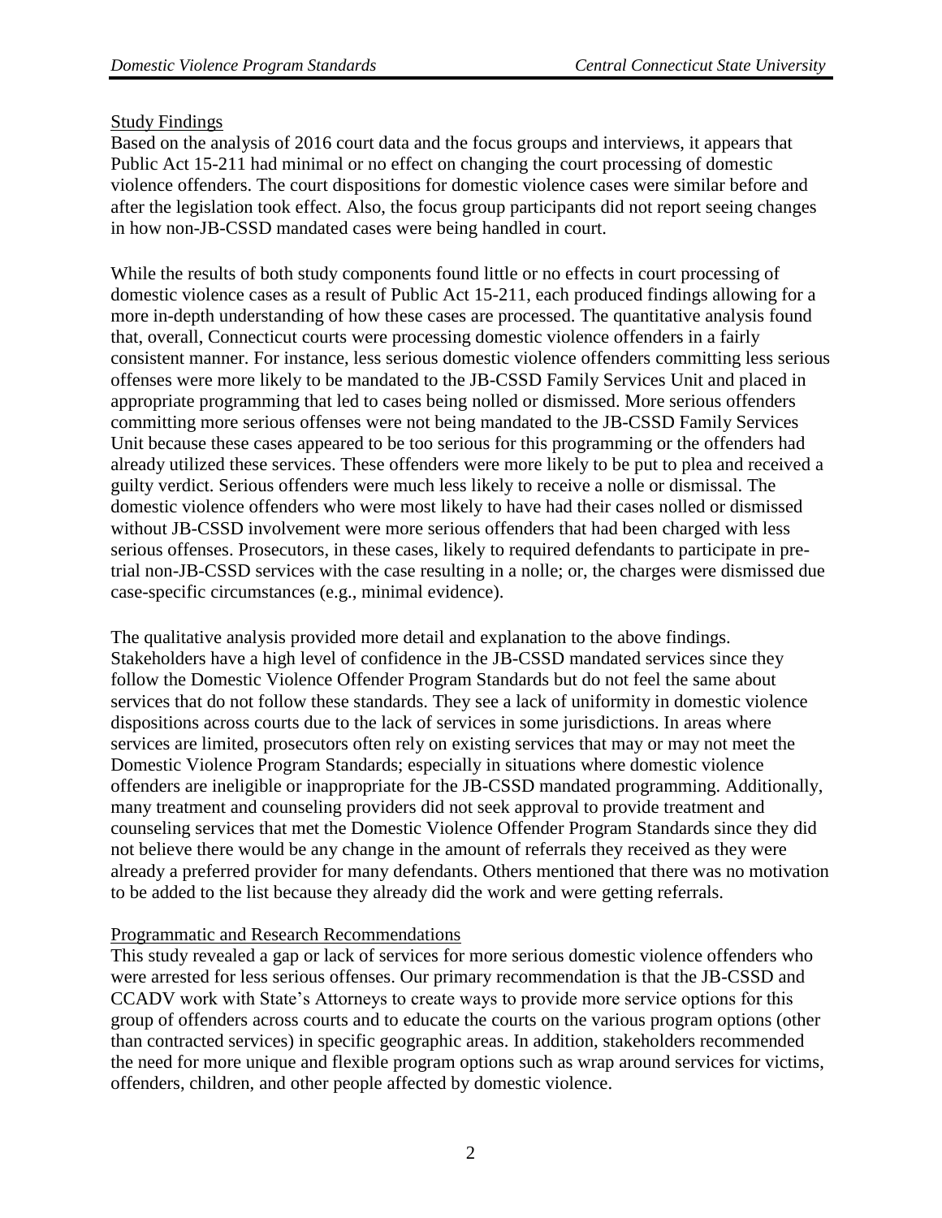## Study Findings

Based on the analysis of 2016 court data and the focus groups and interviews, it appears that Public Act 15-211 had minimal or no effect on changing the court processing of domestic violence offenders. The court dispositions for domestic violence cases were similar before and after the legislation took effect. Also, the focus group participants did not report seeing changes in how non-JB-CSSD mandated cases were being handled in court.

While the results of both study components found little or no effects in court processing of domestic violence cases as a result of Public Act 15-211, each produced findings allowing for a more in-depth understanding of how these cases are processed. The quantitative analysis found that, overall, Connecticut courts were processing domestic violence offenders in a fairly consistent manner. For instance, less serious domestic violence offenders committing less serious offenses were more likely to be mandated to the JB-CSSD Family Services Unit and placed in appropriate programming that led to cases being nolled or dismissed. More serious offenders committing more serious offenses were not being mandated to the JB-CSSD Family Services Unit because these cases appeared to be too serious for this programming or the offenders had already utilized these services. These offenders were more likely to be put to plea and received a guilty verdict. Serious offenders were much less likely to receive a nolle or dismissal. The domestic violence offenders who were most likely to have had their cases nolled or dismissed without JB-CSSD involvement were more serious offenders that had been charged with less serious offenses. Prosecutors, in these cases, likely to required defendants to participate in pre-trial non-JB-CSSD services with the case resulting in a nolle; or, the charges were dismissed due case-specific circumstances (e.g., minimal evidence).

The qualitative analysis provided more detail and explanation to the above findings. Stakeholders have a high level of confidence in the JB-CSSD mandated services since they follow the Domestic Violence Offender Program Standards but do not feel the same about services that do not follow these standards. They see a lack of uniformity in domestic violence dispositions across courts due to the lack of services in some jurisdictions. In areas where services are limited, prosecutors often rely on existing services that may or may not meet the Domestic Violence Program Standards; especially in situations where domestic violence offenders are ineligible or inappropriate for the JB-CSSD mandated programming. Additionally, many treatment and counseling providers did not seek approval to provide treatment and counseling services that met the Domestic Violence Offender Program Standards since they did not believe there would be any change in the amount of referrals they received as they were already a preferred provider for many defendants. Others mentioned that there was no motivation to be added to the list because they already did the work and were getting referrals.

## Programmatic and Research Recommendations

This study revealed a gap or lack of services for more serious domestic violence offenders who were arrested for less serious offenses. Our primary recommendation is that the JB-CSSD and CCADV work with State's Attorneys to create ways to provide more service options for this group of offenders across courts and to educate the courts on the various program options (other than contracted services) in specific geographic areas. In addition, stakeholders recommended the need for more unique and flexible program options such as wrap around services for victims, offenders, children, and other people affected by domestic violence.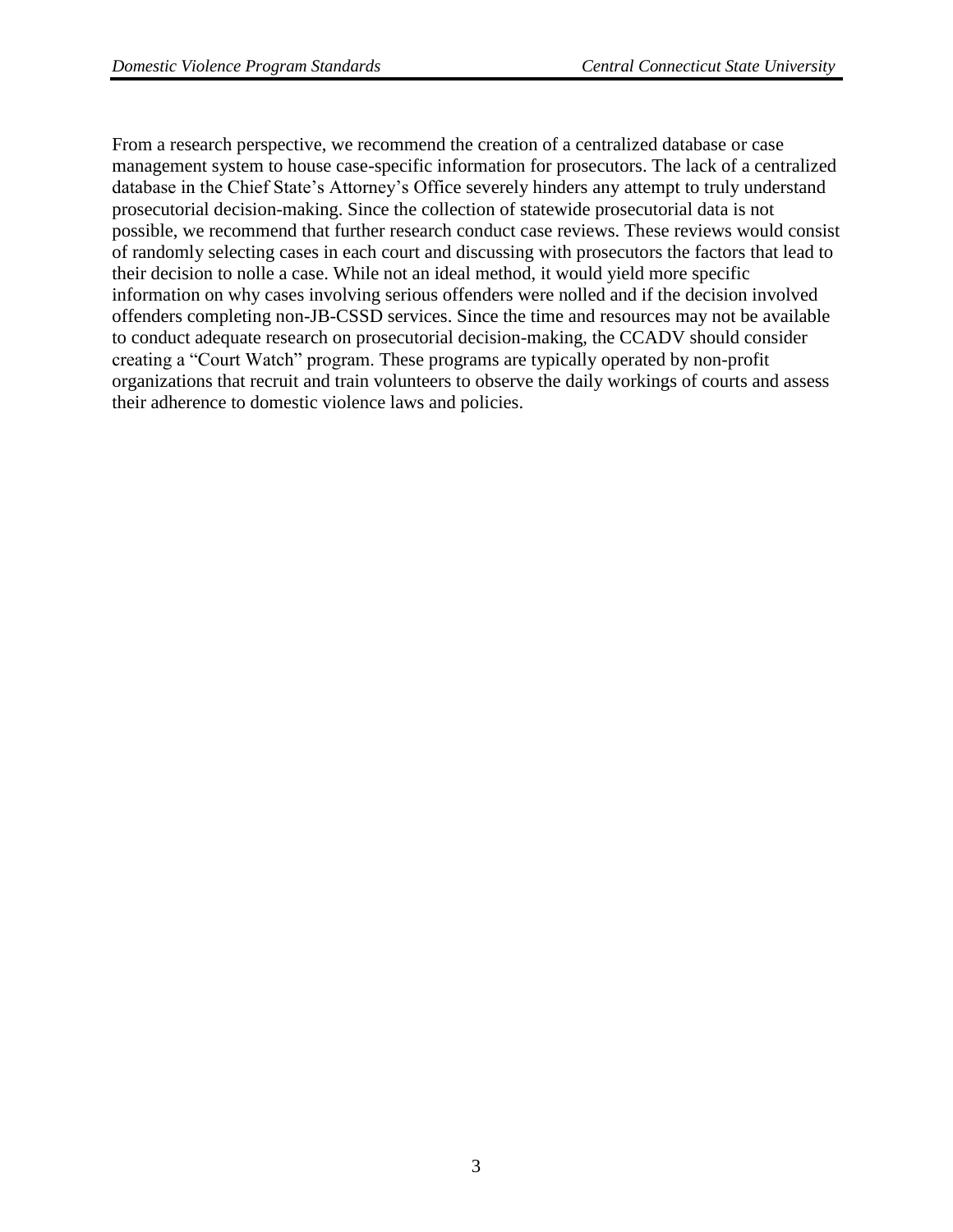From a research perspective, we recommend the creation of a centralized database or case management system to house case-specific information for prosecutors. The lack of a centralized database in the Chief State's Attorney's Office severely hinders any attempt to truly understand prosecutorial decision-making. Since the collection of statewide prosecutorial data is not possible, we recommend that further research conduct case reviews. These reviews would consist of randomly selecting cases in each court and discussing with prosecutors the factors that lead to their decision to nolle a case. While not an ideal method, it would yield more specific information on why cases involving serious offenders were nolled and if the decision involved offenders completing non-JB-CSSD services. Since the time and resources may not be available to conduct adequate research on prosecutorial decision-making, the CCADV should consider creating a "Court Watch" program. These programs are typically operated by non-profit organizations that recruit and train volunteers to observe the daily workings of courts and assess their adherence to domestic violence laws and policies.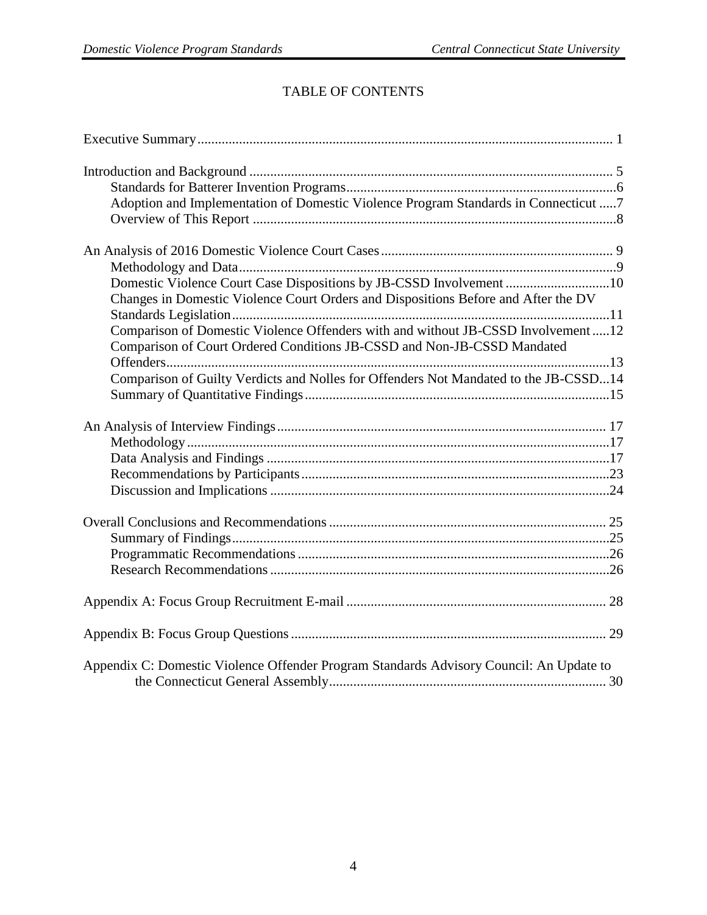# TABLE OF CONTENTS

Executive Summary ........................................................................................................................ 1

Introduction and Background ........................................................................................................ 5
- Standards for Batterer Invention Programs .............................................................................6
- Adoption and Implementation of Domestic Violence Program Standards in Connecticut .....7
- Overview of This Report ........................................................................................................8

An Analysis of 2016 Domestic Violence Court Cases ................................................................... 9
- Methodology and Data ............................................................................................................9
- Domestic Violence Court Case Dispositions by JB-CSSD Involvement ..............................10
- Changes in Domestic Violence Court Orders and Dispositions Before and After the DV Standards Legislation ............................................................................................................11
- Comparison of Domestic Violence Offenders with and without JB-CSSD Involvement .....12
- Comparison of Court Ordered Conditions JB-CSSD and Non-JB-CSSD Mandated Offenders ...............................................................................................................................13
- Comparison of Guilty Verdicts and Nolles for Offenders Not Mandated to the JB-CSSD...14
- Summary of Quantitative Findings .......................................................................................15

An Analysis of Interview Findings .............................................................................................. 17
- Methodology .........................................................................................................................17
- Data Analysis and Findings ..................................................................................................17
- Recommendations by Participants ........................................................................................23
- Discussion and Implications .................................................................................................24

Overall Conclusions and Recommendations ............................................................................... 25
- Summary of Findings ............................................................................................................25
- Programmatic Recommendations .........................................................................................26
- Research Recommendations .................................................................................................26

Appendix A: Focus Group Recruitment E-mail ........................................................................... 28

Appendix B: Focus Group Questions ........................................................................................... 29

Appendix C: Domestic Violence Offender Program Standards Advisory Council: An Update to the Connecticut General Assembly ............................................................................... 30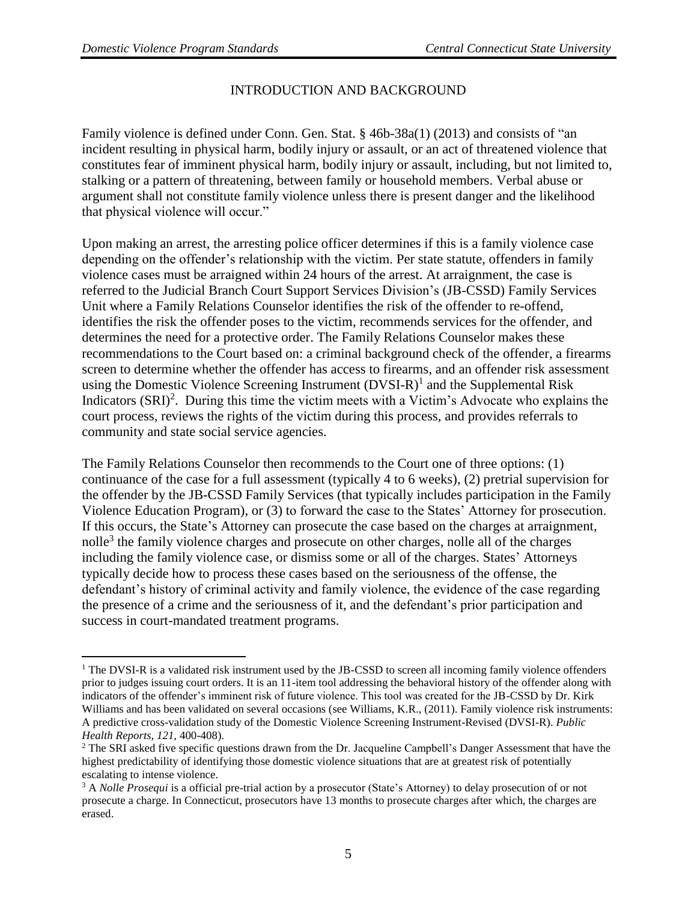## INTRODUCTION AND BACKGROUND

Family violence is defined under Conn. Gen. Stat. § 46b-38a(1) (2013) and consists of "an incident resulting in physical harm, bodily injury or assault, or an act of threatened violence that constitutes fear of imminent physical harm, bodily injury or assault, including, but not limited to, stalking or a pattern of threatening, between family or household members. Verbal abuse or argument shall not constitute family violence unless there is present danger and the likelihood that physical violence will occur."

Upon making an arrest, the arresting police officer determines if this is a family violence case depending on the offender's relationship with the victim. Per state statute, offenders in family violence cases must be arraigned within 24 hours of the arrest. At arraignment, the case is referred to the Judicial Branch Court Support Services Division's (JB-CSSD) Family Services Unit where a Family Relations Counselor identifies the risk of the offender to re-offend, identifies the risk the offender poses to the victim, recommends services for the offender, and determines the need for a protective order. The Family Relations Counselor makes these recommendations to the Court based on: a criminal background check of the offender, a firearms screen to determine whether the offender has access to firearms, and an offender risk assessment using the Domestic Violence Screening Instrument (DVSI-R)[1] and the Supplemental Risk Indicators (SRI)[2]. During this time the victim meets with a Victim's Advocate who explains the court process, reviews the rights of the victim during this process, and provides referrals to community and state social service agencies.

The Family Relations Counselor then recommends to the Court one of three options: (1) continuance of the case for a full assessment (typically 4 to 6 weeks), (2) pretrial supervision for the offender by the JB-CSSD Family Services (that typically includes participation in the Family Violence Education Program), or (3) to forward the case to the States' Attorney for prosecution. If this occurs, the State's Attorney can prosecute the case based on the charges at arraignment, nolle[3] the family violence charges and prosecute on other charges, nolle all of the charges including the family violence case, or dismiss some or all of the charges. States' Attorneys typically decide how to process these cases based on the seriousness of the offense, the defendant's history of criminal activity and family violence, the evidence of the case regarding the presence of a crime and the seriousness of it, and the defendant's prior participation and success in court-mandated treatment programs.

---

[1] The DVSI-R is a validated risk instrument used by the JB-CSSD to screen all incoming family violence offenders prior to judges issuing court orders. It is an 11-item tool addressing the behavioral history of the offender along with indicators of the offender's imminent risk of future violence. This tool was created for the JB-CSSD by Dr. Kirk Williams and has been validated on several occasions (see Williams, K.R., (2011). Family violence risk instruments: A predictive cross-validation study of the Domestic Violence Screening Instrument-Revised (DVSI-R). *Public Health Reports, 121,* 400-408).

[2] The SRI asked five specific questions drawn from the Dr. Jacqueline Campbell's Danger Assessment that have the highest predictability of identifying those domestic violence situations that are at greatest risk of potentially escalating to intense violence.

[3] A *Nolle Prosequi* is a official pre-trial action by a prosecutor (State's Attorney) to delay prosecution of or not prosecute a charge. In Connecticut, prosecutors have 13 months to prosecute charges after which, the charges are erased.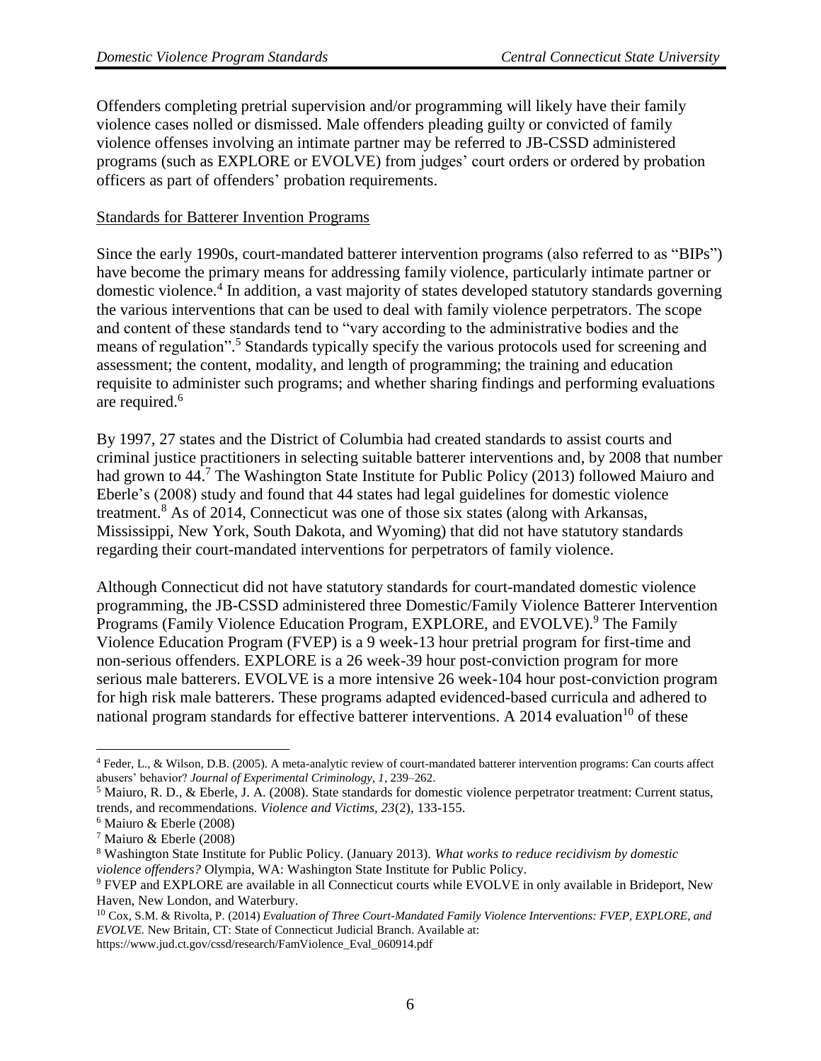Offenders completing pretrial supervision and/or programming will likely have their family violence cases nolled or dismissed. Male offenders pleading guilty or convicted of family violence offenses involving an intimate partner may be referred to JB-CSSD administered programs (such as EXPLORE or EVOLVE) from judges' court orders or ordered by probation officers as part of offenders' probation requirements.

Standards for Batterer Invention Programs

Since the early 1990s, court-mandated batterer intervention programs (also referred to as "BIPs") have become the primary means for addressing family violence, particularly intimate partner or domestic violence.[4] In addition, a vast majority of states developed statutory standards governing the various interventions that can be used to deal with family violence perpetrators. The scope and content of these standards tend to "vary according to the administrative bodies and the means of regulation".[5] Standards typically specify the various protocols used for screening and assessment; the content, modality, and length of programming; the training and education requisite to administer such programs; and whether sharing findings and performing evaluations are required.[6]

By 1997, 27 states and the District of Columbia had created standards to assist courts and criminal justice practitioners in selecting suitable batterer interventions and, by 2008 that number had grown to 44.[7] The Washington State Institute for Public Policy (2013) followed Maiuro and Eberle's (2008) study and found that 44 states had legal guidelines for domestic violence treatment.[8] As of 2014, Connecticut was one of those six states (along with Arkansas, Mississippi, New York, South Dakota, and Wyoming) that did not have statutory standards regarding their court-mandated interventions for perpetrators of family violence.

Although Connecticut did not have statutory standards for court-mandated domestic violence programming, the JB-CSSD administered three Domestic/Family Violence Batterer Intervention Programs (Family Violence Education Program, EXPLORE, and EVOLVE).[9] The Family Violence Education Program (FVEP) is a 9 week-13 hour pretrial program for first-time and non-serious offenders. EXPLORE is a 26 week-39 hour post-conviction program for more serious male batterers. EVOLVE is a more intensive 26 week-104 hour post-conviction program for high risk male batterers. These programs adapted evidenced-based curricula and adhered to national program standards for effective batterer interventions. A 2014 evaluation[10] of these

---

[4] Feder, L., & Wilson, D.B. (2005). A meta-analytic review of court-mandated batterer intervention programs: Can courts affect abusers' behavior? *Journal of Experimental Criminology, 1*, 239–262.

[5] Maiuro, R. D., & Eberle, J. A. (2008). State standards for domestic violence perpetrator treatment: Current status, trends, and recommendations. *Violence and Victims, 23*(2), 133-155.

[6] Maiuro & Eberle (2008)

[7] Maiuro & Eberle (2008)

[8] Washington State Institute for Public Policy. (January 2013). *What works to reduce recidivism by domestic violence offenders?* Olympia, WA: Washington State Institute for Public Policy.

[9] FVEP and EXPLORE are available in all Connecticut courts while EVOLVE in only available in Brideport, New Haven, New London, and Waterbury.

[10] Cox, S.M. & Rivolta, P. (2014) *Evaluation of Three Court-Mandated Family Violence Interventions: FVEP, EXPLORE, and EVOLVE.* New Britain, CT: State of Connecticut Judicial Branch. Available at: https://www.jud.ct.gov/cssd/research/FamViolence_Eval_060914.pdf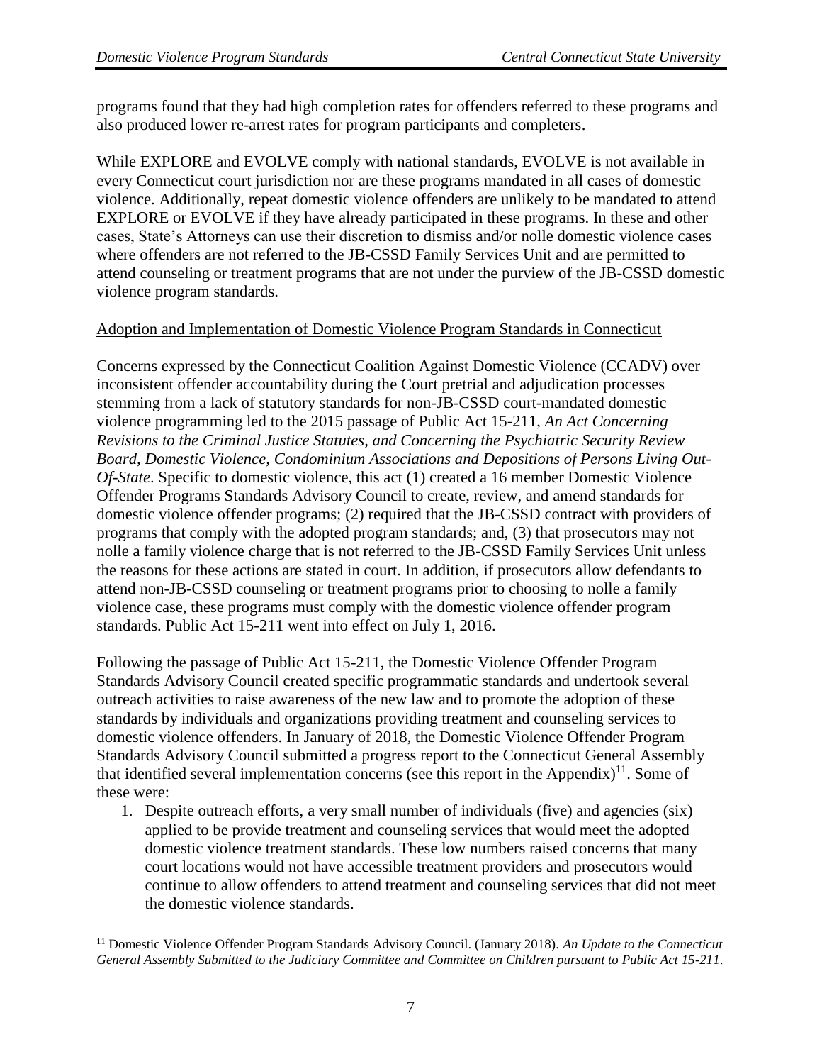programs found that they had high completion rates for offenders referred to these programs and also produced lower re-arrest rates for program participants and completers.

While EXPLORE and EVOLVE comply with national standards, EVOLVE is not available in every Connecticut court jurisdiction nor are these programs mandated in all cases of domestic violence. Additionally, repeat domestic violence offenders are unlikely to be mandated to attend EXPLORE or EVOLVE if they have already participated in these programs. In these and other cases, State's Attorneys can use their discretion to dismiss and/or nolle domestic violence cases where offenders are not referred to the JB-CSSD Family Services Unit and are permitted to attend counseling or treatment programs that are not under the purview of the JB-CSSD domestic violence program standards.

<u>Adoption and Implementation of Domestic Violence Program Standards in Connecticut</u>

Concerns expressed by the Connecticut Coalition Against Domestic Violence (CCADV) over inconsistent offender accountability during the Court pretrial and adjudication processes stemming from a lack of statutory standards for non-JB-CSSD court-mandated domestic violence programming led to the 2015 passage of Public Act 15-211, *An Act Concerning Revisions to the Criminal Justice Statutes, and Concerning the Psychiatric Security Review Board, Domestic Violence, Condominium Associations and Depositions of Persons Living Out-Of-State*. Specific to domestic violence, this act (1) created a 16 member Domestic Violence Offender Programs Standards Advisory Council to create, review, and amend standards for domestic violence offender programs; (2) required that the JB-CSSD contract with providers of programs that comply with the adopted program standards; and, (3) that prosecutors may not nolle a family violence charge that is not referred to the JB-CSSD Family Services Unit unless the reasons for these actions are stated in court. In addition, if prosecutors allow defendants to attend non-JB-CSSD counseling or treatment programs prior to choosing to nolle a family violence case, these programs must comply with the domestic violence offender program standards. Public Act 15-211 went into effect on July 1, 2016.

Following the passage of Public Act 15-211, the Domestic Violence Offender Program Standards Advisory Council created specific programmatic standards and undertook several outreach activities to raise awareness of the new law and to promote the adoption of these standards by individuals and organizations providing treatment and counseling services to domestic violence offenders. In January of 2018, the Domestic Violence Offender Program Standards Advisory Council submitted a progress report to the Connecticut General Assembly that identified several implementation concerns (see this report in the Appendix)[11]. Some of these were:

1. Despite outreach efforts, a very small number of individuals (five) and agencies (six) applied to be provide treatment and counseling services that would meet the adopted domestic violence treatment standards. These low numbers raised concerns that many court locations would not have accessible treatment providers and prosecutors would continue to allow offenders to attend treatment and counseling services that did not meet the domestic violence standards.

---

[11] Domestic Violence Offender Program Standards Advisory Council. (January 2018). *An Update to the Connecticut General Assembly Submitted to the Judiciary Committee and Committee on Children pursuant to Public Act 15-211*.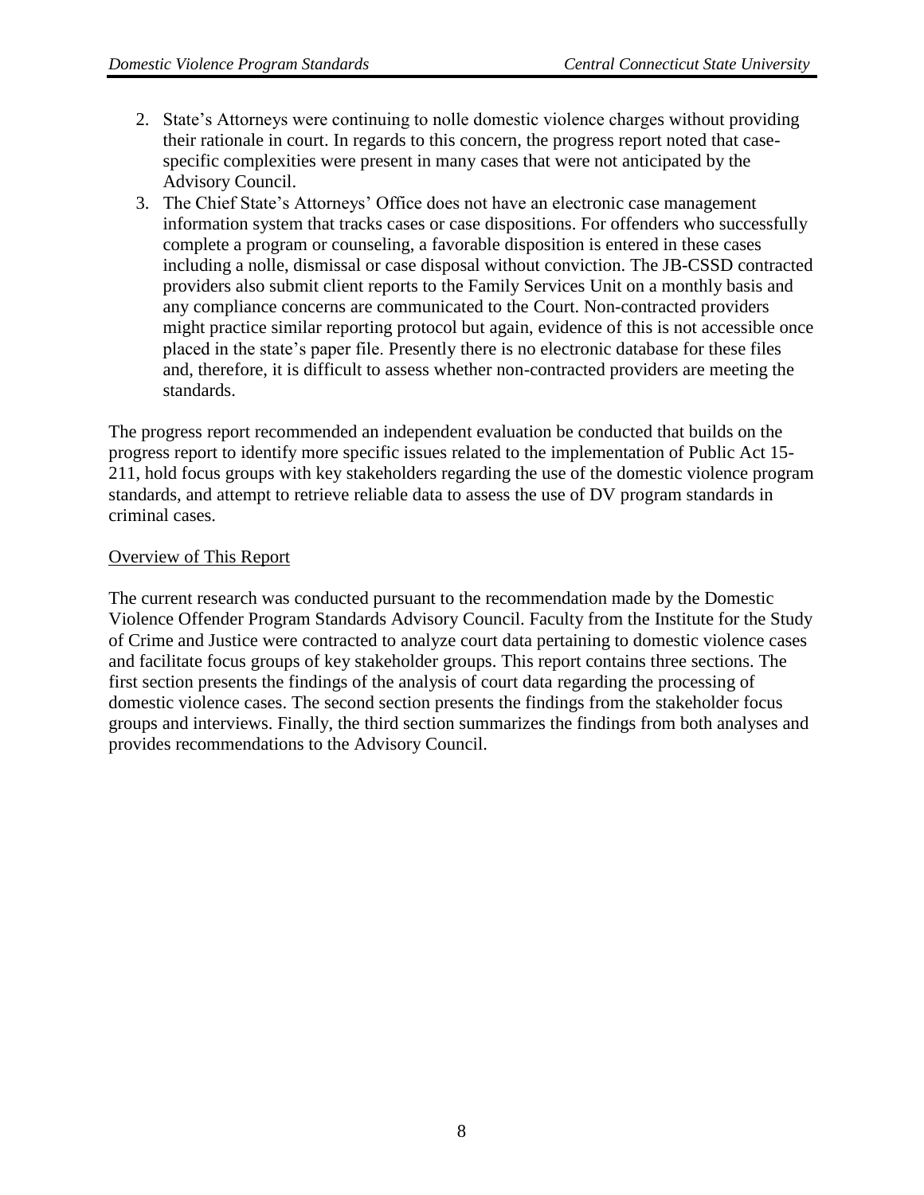2. State's Attorneys were continuing to nolle domestic violence charges without providing their rationale in court. In regards to this concern, the progress report noted that case-specific complexities were present in many cases that were not anticipated by the Advisory Council.
3. The Chief State's Attorneys' Office does not have an electronic case management information system that tracks cases or case dispositions. For offenders who successfully complete a program or counseling, a favorable disposition is entered in these cases including a nolle, dismissal or case disposal without conviction. The JB-CSSD contracted providers also submit client reports to the Family Services Unit on a monthly basis and any compliance concerns are communicated to the Court. Non-contracted providers might practice similar reporting protocol but again, evidence of this is not accessible once placed in the state's paper file. Presently there is no electronic database for these files and, therefore, it is difficult to assess whether non-contracted providers are meeting the standards.

The progress report recommended an independent evaluation be conducted that builds on the progress report to identify more specific issues related to the implementation of Public Act 15-211, hold focus groups with key stakeholders regarding the use of the domestic violence program standards, and attempt to retrieve reliable data to assess the use of DV program standards in criminal cases.

## Overview of This Report

The current research was conducted pursuant to the recommendation made by the Domestic Violence Offender Program Standards Advisory Council. Faculty from the Institute for the Study of Crime and Justice were contracted to analyze court data pertaining to domestic violence cases and facilitate focus groups of key stakeholder groups. This report contains three sections. The first section presents the findings of the analysis of court data regarding the processing of domestic violence cases. The second section presents the findings from the stakeholder focus groups and interviews. Finally, the third section summarizes the findings from both analyses and provides recommendations to the Advisory Council.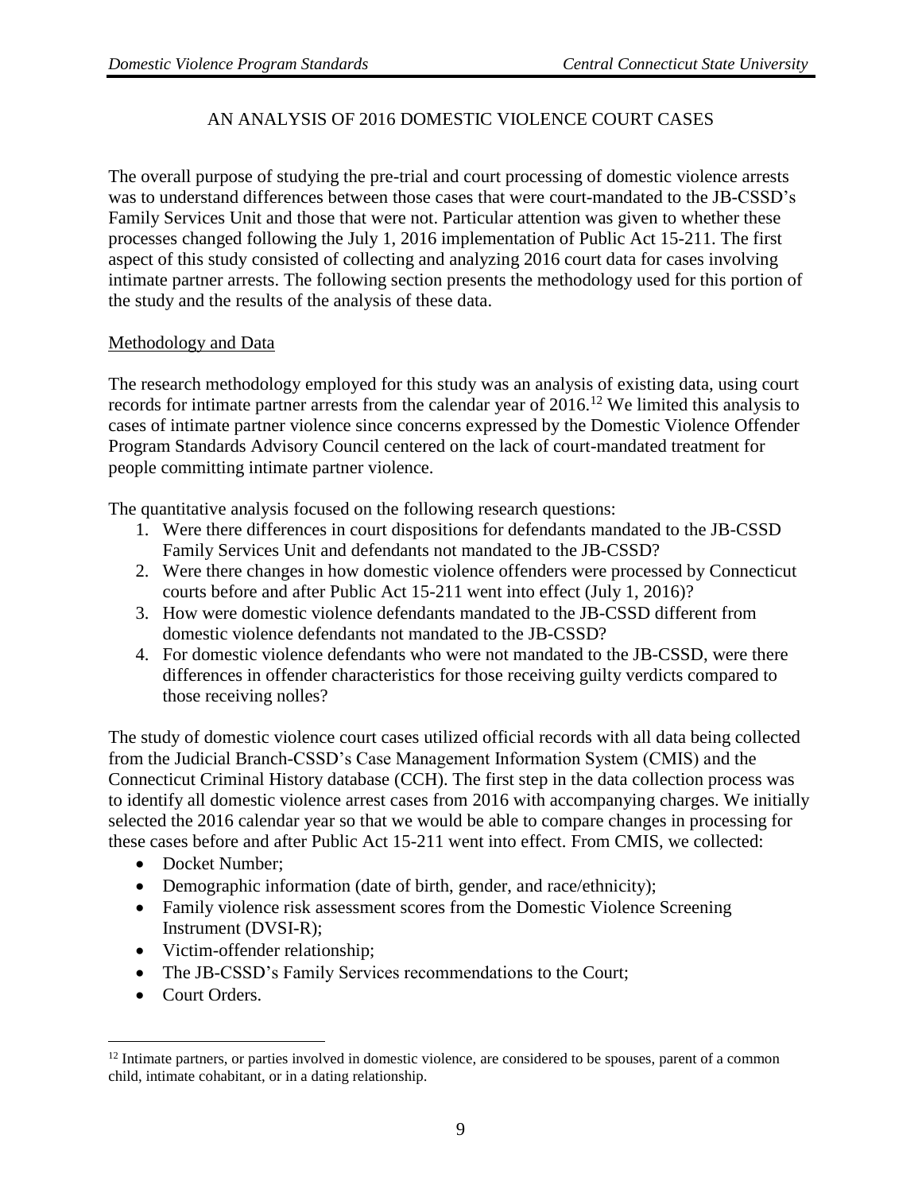## AN ANALYSIS OF 2016 DOMESTIC VIOLENCE COURT CASES

The overall purpose of studying the pre-trial and court processing of domestic violence arrests was to understand differences between those cases that were court-mandated to the JB-CSSD's Family Services Unit and those that were not. Particular attention was given to whether these processes changed following the July 1, 2016 implementation of Public Act 15-211. The first aspect of this study consisted of collecting and analyzing 2016 court data for cases involving intimate partner arrests. The following section presents the methodology used for this portion of the study and the results of the analysis of these data.

### Methodology and Data

The research methodology employed for this study was an analysis of existing data, using court records for intimate partner arrests from the calendar year of 2016.[12] We limited this analysis to cases of intimate partner violence since concerns expressed by the Domestic Violence Offender Program Standards Advisory Council centered on the lack of court-mandated treatment for people committing intimate partner violence.

The quantitative analysis focused on the following research questions:

1. Were there differences in court dispositions for defendants mandated to the JB-CSSD Family Services Unit and defendants not mandated to the JB-CSSD?
2. Were there changes in how domestic violence offenders were processed by Connecticut courts before and after Public Act 15-211 went into effect (July 1, 2016)?
3. How were domestic violence defendants mandated to the JB-CSSD different from domestic violence defendants not mandated to the JB-CSSD?
4. For domestic violence defendants who were not mandated to the JB-CSSD, were there differences in offender characteristics for those receiving guilty verdicts compared to those receiving nolles?

The study of domestic violence court cases utilized official records with all data being collected from the Judicial Branch-CSSD's Case Management Information System (CMIS) and the Connecticut Criminal History database (CCH). The first step in the data collection process was to identify all domestic violence arrest cases from 2016 with accompanying charges. We initially selected the 2016 calendar year so that we would be able to compare changes in processing for these cases before and after Public Act 15-211 went into effect. From CMIS, we collected:

- Docket Number;
- Demographic information (date of birth, gender, and race/ethnicity);
- Family violence risk assessment scores from the Domestic Violence Screening Instrument (DVSI-R);
- Victim-offender relationship;
- The JB-CSSD's Family Services recommendations to the Court;
- Court Orders.

[12] Intimate partners, or parties involved in domestic violence, are considered to be spouses, parent of a common child, intimate cohabitant, or in a dating relationship.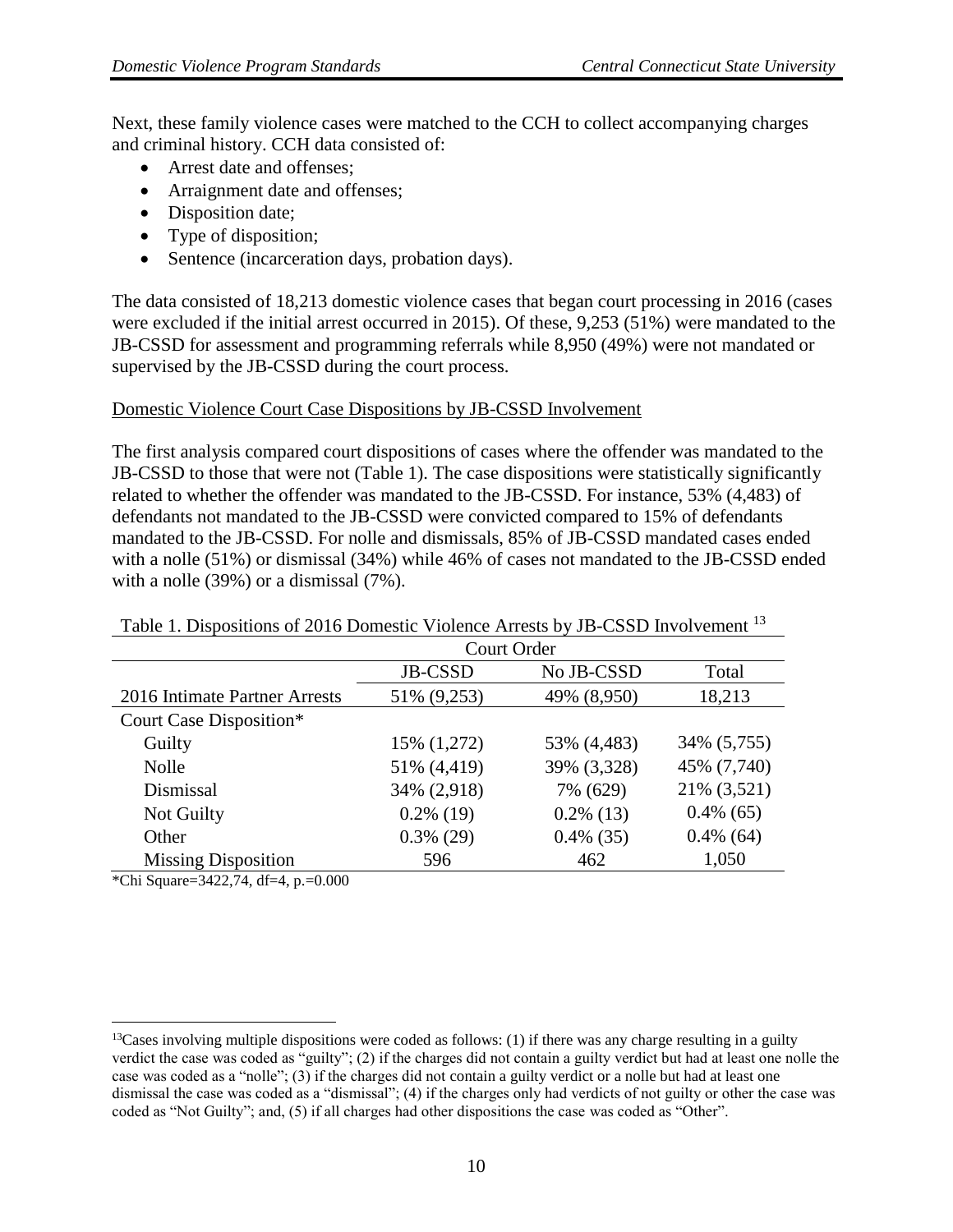Next, these family violence cases were matched to the CCH to collect accompanying charges and criminal history. CCH data consisted of:

- Arrest date and offenses;
- Arraignment date and offenses;
- Disposition date;
- Type of disposition;
- Sentence (incarceration days, probation days).

The data consisted of 18,213 domestic violence cases that began court processing in 2016 (cases were excluded if the initial arrest occurred in 2015). Of these, 9,253 (51%) were mandated to the JB-CSSD for assessment and programming referrals while 8,950 (49%) were not mandated or supervised by the JB-CSSD during the court process.

Domestic Violence Court Case Dispositions by JB-CSSD Involvement

The first analysis compared court dispositions of cases where the offender was mandated to the JB-CSSD to those that were not (Table 1). The case dispositions were statistically significantly related to whether the offender was mandated to the JB-CSSD. For instance, 53% (4,483) of defendants not mandated to the JB-CSSD were convicted compared to 15% of defendants mandated to the JB-CSSD. For nolle and dismissals, 85% of JB-CSSD mandated cases ended with a nolle (51%) or dismissal (34%) while 46% of cases not mandated to the JB-CSSD ended with a nolle (39%) or a dismissal (7%).

Table 1. Dispositions of 2016 Domestic Violence Arrests by JB-CSSD Involvement [13]

| | Court Order | | |
|---|---|---|---|
| | JB-CSSD | No JB-CSSD | Total |
| 2016 Intimate Partner Arrests | 51% (9,253) | 49% (8,950) | 18,213 |
| Court Case Disposition* | | | |
| Guilty | 15% (1,272) | 53% (4,483) | 34% (5,755) |
| Nolle | 51% (4,419) | 39% (3,328) | 45% (7,740) |
| Dismissal | 34% (2,918) | 7% (629) | 21% (3,521) |
| Not Guilty | 0.2% (19) | 0.2% (13) | 0.4% (65) |
| Other | 0.3% (29) | 0.4% (35) | 0.4% (64) |
| Missing Disposition | 596 | 462 | 1,050 |

*Chi Square=3422,74, df=4, p.=0.000

[13] Cases involving multiple dispositions were coded as follows: (1) if there was any charge resulting in a guilty verdict the case was coded as "guilty"; (2) if the charges did not contain a guilty verdict but had at least one nolle the case was coded as a "nolle"; (3) if the charges did not contain a guilty verdict or a nolle but had at least one dismissal the case was coded as a "dismissal"; (4) if the charges only had verdicts of not guilty or other the case was coded as "Not Guilty"; and, (5) if all charges had other dispositions the case was coded as "Other".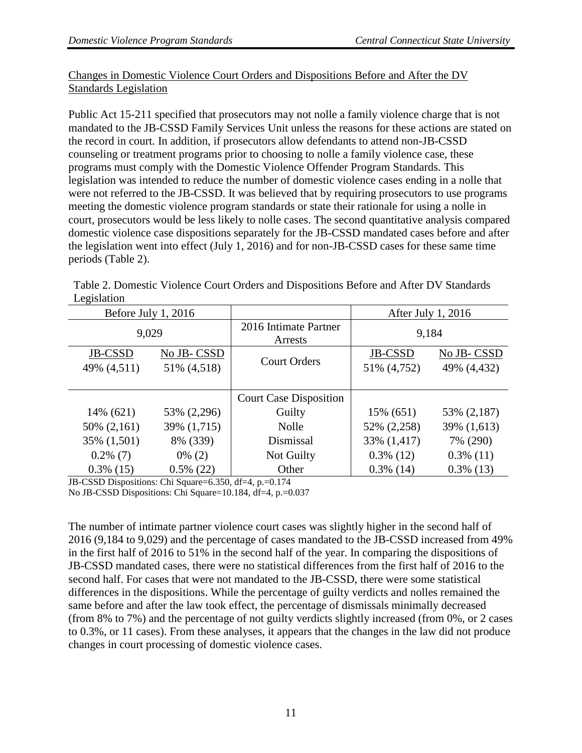Changes in Domestic Violence Court Orders and Dispositions Before and After the DV Standards Legislation

Public Act 15-211 specified that prosecutors may not nolle a family violence charge that is not mandated to the JB-CSSD Family Services Unit unless the reasons for these actions are stated on the record in court. In addition, if prosecutors allow defendants to attend non-JB-CSSD counseling or treatment programs prior to choosing to nolle a family violence case, these programs must comply with the Domestic Violence Offender Program Standards. This legislation was intended to reduce the number of domestic violence cases ending in a nolle that were not referred to the JB-CSSD. It was believed that by requiring prosecutors to use programs meeting the domestic violence program standards or state their rationale for using a nolle in court, prosecutors would be less likely to nolle cases. The second quantitative analysis compared domestic violence case dispositions separately for the JB-CSSD mandated cases before and after the legislation went into effect (July 1, 2016) and for non-JB-CSSD cases for these same time periods (Table 2).

Table 2. Domestic Violence Court Orders and Dispositions Before and After DV Standards Legislation

| Before July 1, 2016 | | | After July 1, 2016 | |
|---|---|---|---|---|
| 9,029 | | 2016 Intimate Partner Arrests | 9,184 | |
| JB-CSSD<br>49% (4,511) | No JB- CSSD<br>51% (4,518) | Court Orders | JB-CSSD<br>51% (4,752) | No JB- CSSD<br>49% (4,432) |
| | | Court Case Disposition | | |
| 14% (621) | 53% (2,296) | Guilty | 15% (651) | 53% (2,187) |
| 50% (2,161) | 39% (1,715) | Nolle | 52% (2,258) | 39% (1,613) |
| 35% (1,501) | 8% (339) | Dismissal | 33% (1,417) | 7% (290) |
| 0.2% (7) | 0% (2) | Not Guilty | 0.3% (12) | 0.3% (11) |
| 0.3% (15) | 0.5% (22) | Other | 0.3% (14) | 0.3% (13) |

JB-CSSD Dispositions: Chi Square=6.350, df=4, p.=0.174

No JB-CSSD Dispositions: Chi Square=10.184, df=4, p.=0.037

The number of intimate partner violence court cases was slightly higher in the second half of 2016 (9,184 to 9,029) and the percentage of cases mandated to the JB-CSSD increased from 49% in the first half of 2016 to 51% in the second half of the year. In comparing the dispositions of JB-CSSD mandated cases, there were no statistical differences from the first half of 2016 to the second half. For cases that were not mandated to the JB-CSSD, there were some statistical differences in the dispositions. While the percentage of guilty verdicts and nolles remained the same before and after the law took effect, the percentage of dismissals minimally decreased (from 8% to 7%) and the percentage of not guilty verdicts slightly increased (from 0%, or 2 cases to 0.3%, or 11 cases). From these analyses, it appears that the changes in the law did not produce changes in court processing of domestic violence cases.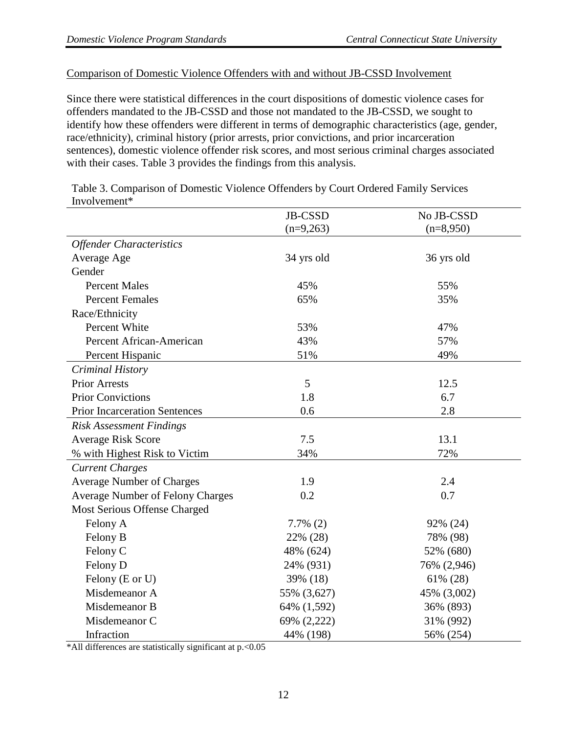Comparison of Domestic Violence Offenders with and without JB-CSSD Involvement

Since there were statistical differences in the court dispositions of domestic violence cases for offenders mandated to the JB-CSSD and those not mandated to the JB-CSSD, we sought to identify how these offenders were different in terms of demographic characteristics (age, gender, race/ethnicity), criminal history (prior arrests, prior convictions, and prior incarceration sentences), domestic violence offender risk scores, and most serious criminal charges associated with their cases. Table 3 provides the findings from this analysis.

Table 3. Comparison of Domestic Violence Offenders by Court Ordered Family Services Involvement*

| | JB-CSSD (n=9,263) | No JB-CSSD (n=8,950) |
|---|---|---|
| *Offender Characteristics* | | |
| Average Age | 34 yrs old | 36 yrs old |
| Gender | | |
| Percent Males | 45% | 55% |
| Percent Females | 65% | 35% |
| Race/Ethnicity | | |
| Percent White | 53% | 47% |
| Percent African-American | 43% | 57% |
| Percent Hispanic | 51% | 49% |
| *Criminal History* | | |
| Prior Arrests | 5 | 12.5 |
| Prior Convictions | 1.8 | 6.7 |
| Prior Incarceration Sentences | 0.6 | 2.8 |
| *Risk Assessment Findings* | | |
| Average Risk Score | 7.5 | 13.1 |
| % with Highest Risk to Victim | 34% | 72% |
| *Current Charges* | | |
| Average Number of Charges | 1.9 | 2.4 |
| Average Number of Felony Charges | 0.2 | 0.7 |
| Most Serious Offense Charged | | |
| Felony A | 7.7% (2) | 92% (24) |
| Felony B | 22% (28) | 78% (98) |
| Felony C | 48% (624) | 52% (680) |
| Felony D | 24% (931) | 76% (2,946) |
| Felony (E or U) | 39% (18) | 61% (28) |
| Misdemeanor A | 55% (3,627) | 45% (3,002) |
| Misdemeanor B | 64% (1,592) | 36% (893) |
| Misdemeanor C | 69% (2,222) | 31% (992) |
| Infraction | 44% (198) | 56% (254) |

*All differences are statistically significant at $p<0.05$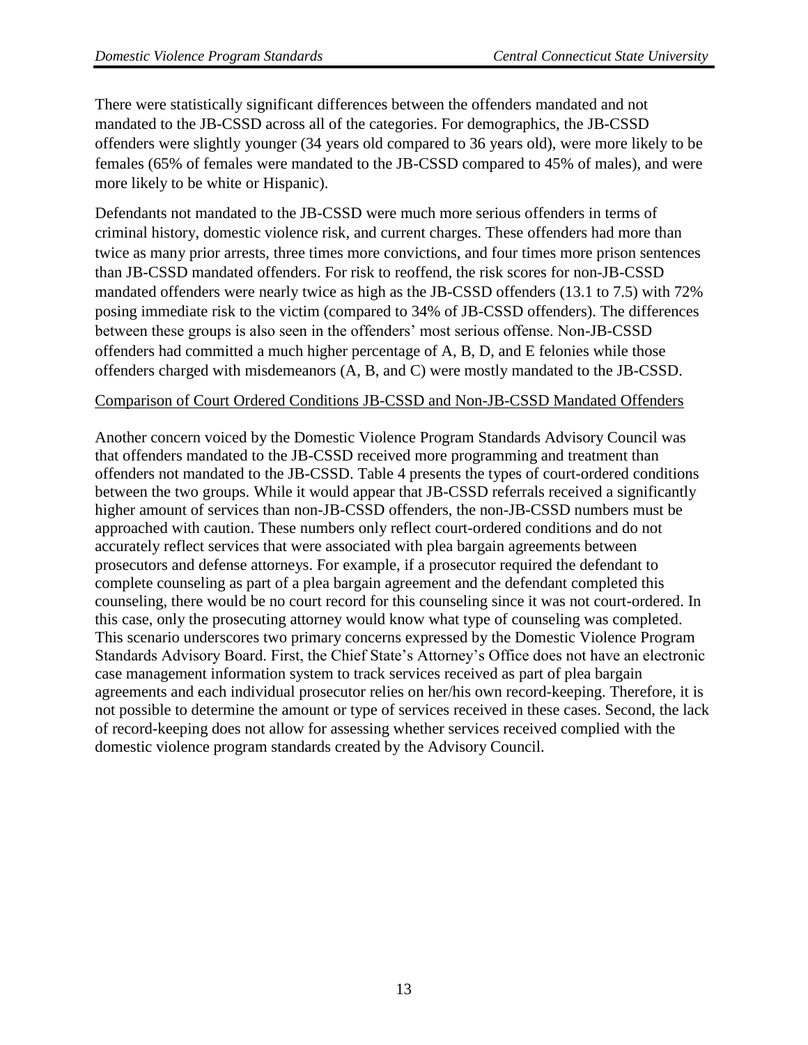There were statistically significant differences between the offenders mandated and not mandated to the JB-CSSD across all of the categories. For demographics, the JB-CSSD offenders were slightly younger (34 years old compared to 36 years old), were more likely to be females (65% of females were mandated to the JB-CSSD compared to 45% of males), and were more likely to be white or Hispanic).

Defendants not mandated to the JB-CSSD were much more serious offenders in terms of criminal history, domestic violence risk, and current charges. These offenders had more than twice as many prior arrests, three times more convictions, and four times more prison sentences than JB-CSSD mandated offenders. For risk to reoffend, the risk scores for non-JB-CSSD mandated offenders were nearly twice as high as the JB-CSSD offenders (13.1 to 7.5) with 72% posing immediate risk to the victim (compared to 34% of JB-CSSD offenders). The differences between these groups is also seen in the offenders' most serious offense. Non-JB-CSSD offenders had committed a much higher percentage of A, B, D, and E felonies while those offenders charged with misdemeanors (A, B, and C) were mostly mandated to the JB-CSSD.

Comparison of Court Ordered Conditions JB-CSSD and Non-JB-CSSD Mandated Offenders

Another concern voiced by the Domestic Violence Program Standards Advisory Council was that offenders mandated to the JB-CSSD received more programming and treatment than offenders not mandated to the JB-CSSD. Table 4 presents the types of court-ordered conditions between the two groups. While it would appear that JB-CSSD referrals received a significantly higher amount of services than non-JB-CSSD offenders, the non-JB-CSSD numbers must be approached with caution. These numbers only reflect court-ordered conditions and do not accurately reflect services that were associated with plea bargain agreements between prosecutors and defense attorneys. For example, if a prosecutor required the defendant to complete counseling as part of a plea bargain agreement and the defendant completed this counseling, there would be no court record for this counseling since it was not court-ordered. In this case, only the prosecuting attorney would know what type of counseling was completed. This scenario underscores two primary concerns expressed by the Domestic Violence Program Standards Advisory Board. First, the Chief State's Attorney's Office does not have an electronic case management information system to track services received as part of plea bargain agreements and each individual prosecutor relies on her/his own record-keeping. Therefore, it is not possible to determine the amount or type of services received in these cases. Second, the lack of record-keeping does not allow for assessing whether services received complied with the domestic violence program standards created by the Advisory Council.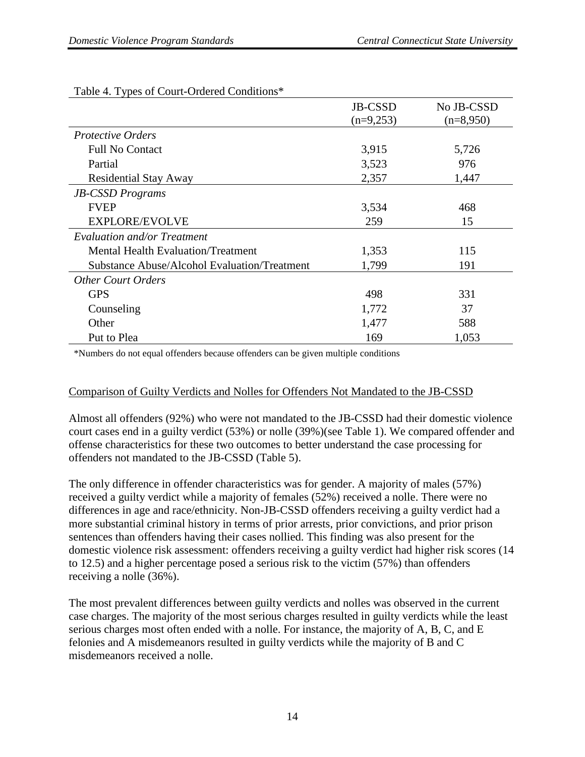Table 4. Types of Court-Ordered Conditions*

| | JB-CSSD (n=9,253) | No JB-CSSD (n=8,950) |
|---|---|---|
| *Protective Orders* | | |
| Full No Contact | 3,915 | 5,726 |
| Partial | 3,523 | 976 |
| Residential Stay Away | 2,357 | 1,447 |
| *JB-CSSD Programs* | | |
| FVEP | 3,534 | 468 |
| EXPLORE/EVOLVE | 259 | 15 |
| *Evaluation and/or Treatment* | | |
| Mental Health Evaluation/Treatment | 1,353 | 115 |
| Substance Abuse/Alcohol Evaluation/Treatment | 1,799 | 191 |
| *Other Court Orders* | | |
| GPS | 498 | 331 |
| Counseling | 1,772 | 37 |
| Other | 1,477 | 588 |
| Put to Plea | 169 | 1,053 |

*Numbers do not equal offenders because offenders can be given multiple conditions

## Comparison of Guilty Verdicts and Nolles for Offenders Not Mandated to the JB-CSSD

Almost all offenders (92%) who were not mandated to the JB-CSSD had their domestic violence court cases end in a guilty verdict (53%) or nolle (39%)(see Table 1). We compared offender and offense characteristics for these two outcomes to better understand the case processing for offenders not mandated to the JB-CSSD (Table 5).

The only difference in offender characteristics was for gender. A majority of males (57%) received a guilty verdict while a majority of females (52%) received a nolle. There were no differences in age and race/ethnicity. Non-JB-CSSD offenders receiving a guilty verdict had a more substantial criminal history in terms of prior arrests, prior convictions, and prior prison sentences than offenders having their cases nollied. This finding was also present for the domestic violence risk assessment: offenders receiving a guilty verdict had higher risk scores (14 to 12.5) and a higher percentage posed a serious risk to the victim (57%) than offenders receiving a nolle (36%).

The most prevalent differences between guilty verdicts and nolles was observed in the current case charges. The majority of the most serious charges resulted in guilty verdicts while the least serious charges most often ended with a nolle. For instance, the majority of A, B, C, and E felonies and A misdemeanors resulted in guilty verdicts while the majority of B and C misdemeanors received a nolle.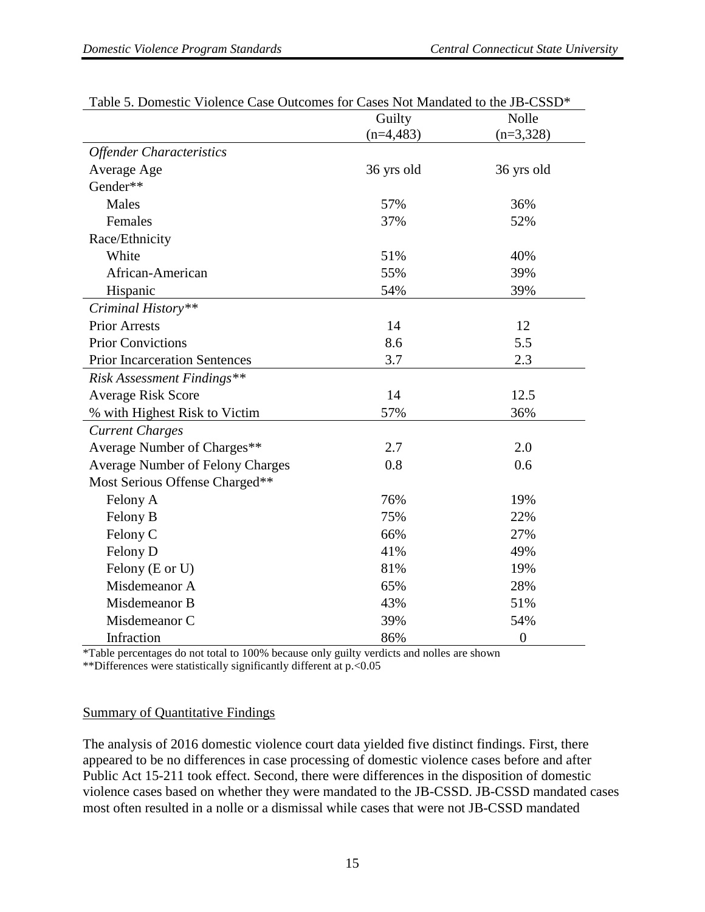Table 5. Domestic Violence Case Outcomes for Cases Not Mandated to the JB-CSSD*

| | Guilty (n=4,483) | Nolle (n=3,328) |
|---|---|---|
| *Offender Characteristics* | | |
| Average Age | 36 yrs old | 36 yrs old |
| Gender** | | |
| Males | 57% | 36% |
| Females | 37% | 52% |
| Race/Ethnicity | | |
| White | 51% | 40% |
| African-American | 55% | 39% |
| Hispanic | 54% | 39% |
| *Criminal History*** | | |
| Prior Arrests | 14 | 12 |
| Prior Convictions | 8.6 | 5.5 |
| Prior Incarceration Sentences | 3.7 | 2.3 |
| *Risk Assessment Findings*** | | |
| Average Risk Score | 14 | 12.5 |
| % with Highest Risk to Victim | 57% | 36% |
| *Current Charges* | | |
| Average Number of Charges** | 2.7 | 2.0 |
| Average Number of Felony Charges | 0.8 | 0.6 |
| Most Serious Offense Charged** | | |
| Felony A | 76% | 19% |
| Felony B | 75% | 22% |
| Felony C | 66% | 27% |
| Felony D | 41% | 49% |
| Felony (E or U) | 81% | 19% |
| Misdemeanor A | 65% | 28% |
| Misdemeanor B | 43% | 51% |
| Misdemeanor C | 39% | 54% |
| Infraction | 86% | 0 |

*Table percentages do not total to 100% because only guilty verdicts and nolles are shown
**Differences were statistically significantly different at $p < 0.05$

## Summary of Quantitative Findings

The analysis of 2016 domestic violence court data yielded five distinct findings. First, there appeared to be no differences in case processing of domestic violence cases before and after Public Act 15-211 took effect. Second, there were differences in the disposition of domestic violence cases based on whether they were mandated to the JB-CSSD. JB-CSSD mandated cases most often resulted in a nolle or a dismissal while cases that were not JB-CSSD mandated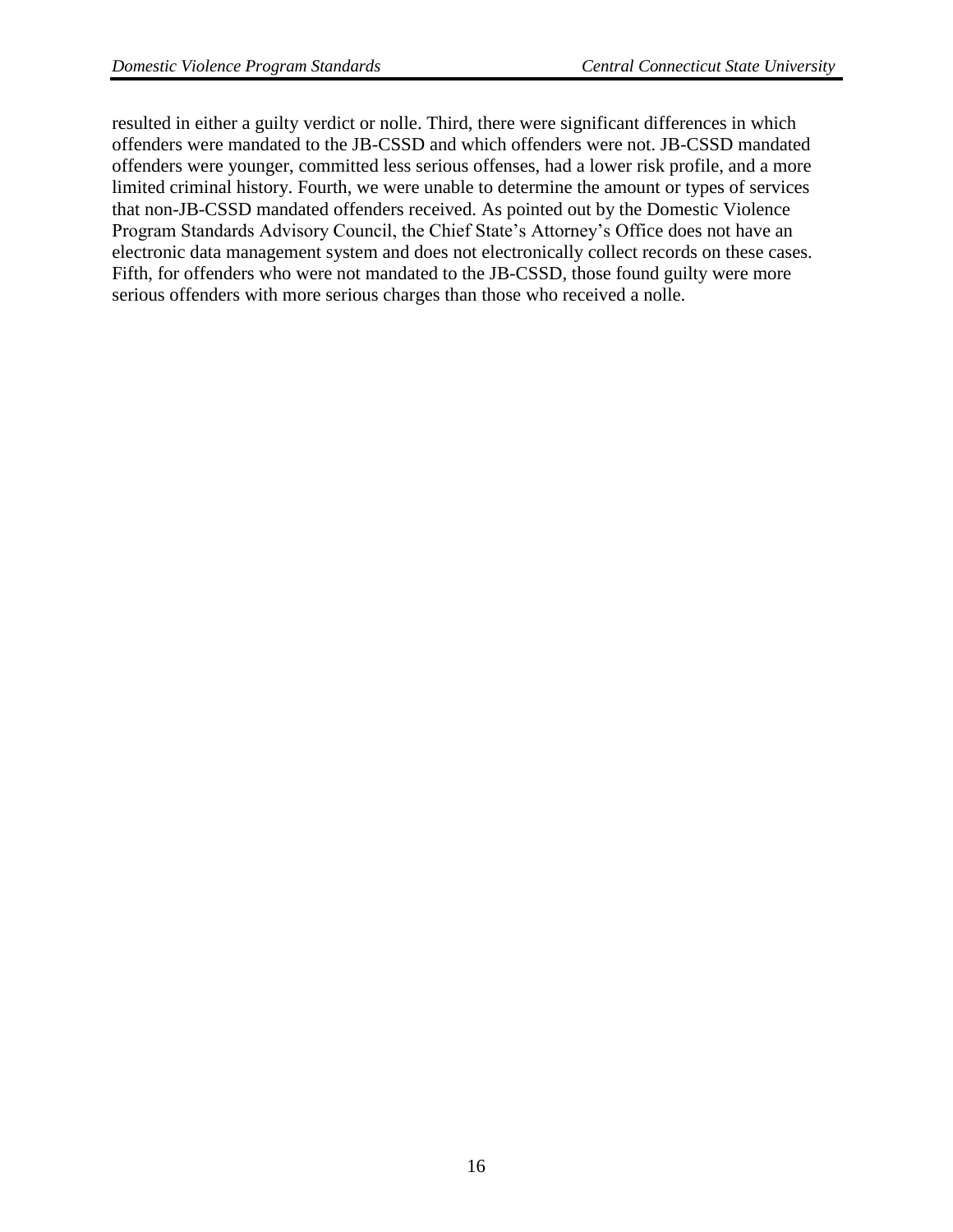resulted in either a guilty verdict or nolle. Third, there were significant differences in which offenders were mandated to the JB-CSSD and which offenders were not. JB-CSSD mandated offenders were younger, committed less serious offenses, had a lower risk profile, and a more limited criminal history. Fourth, we were unable to determine the amount or types of services that non-JB-CSSD mandated offenders received. As pointed out by the Domestic Violence Program Standards Advisory Council, the Chief State's Attorney's Office does not have an electronic data management system and does not electronically collect records on these cases. Fifth, for offenders who were not mandated to the JB-CSSD, those found guilty were more serious offenders with more serious charges than those who received a nolle.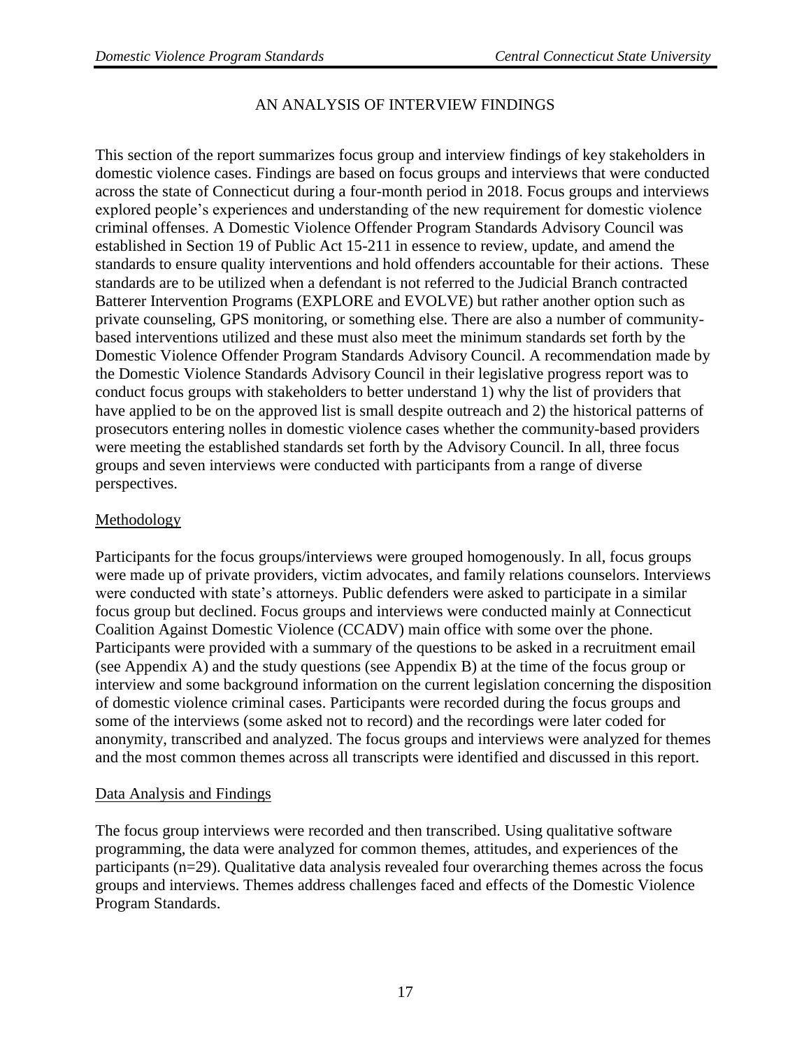## AN ANALYSIS OF INTERVIEW FINDINGS

This section of the report summarizes focus group and interview findings of key stakeholders in domestic violence cases. Findings are based on focus groups and interviews that were conducted across the state of Connecticut during a four-month period in 2018. Focus groups and interviews explored people's experiences and understanding of the new requirement for domestic violence criminal offenses. A Domestic Violence Offender Program Standards Advisory Council was established in Section 19 of Public Act 15-211 in essence to review, update, and amend the standards to ensure quality interventions and hold offenders accountable for their actions. These standards are to be utilized when a defendant is not referred to the Judicial Branch contracted Batterer Intervention Programs (EXPLORE and EVOLVE) but rather another option such as private counseling, GPS monitoring, or something else. There are also a number of community-based interventions utilized and these must also meet the minimum standards set forth by the Domestic Violence Offender Program Standards Advisory Council. A recommendation made by the Domestic Violence Standards Advisory Council in their legislative progress report was to conduct focus groups with stakeholders to better understand 1) why the list of providers that have applied to be on the approved list is small despite outreach and 2) the historical patterns of prosecutors entering nolles in domestic violence cases whether the community-based providers were meeting the established standards set forth by the Advisory Council. In all, three focus groups and seven interviews were conducted with participants from a range of diverse perspectives.

### Methodology

Participants for the focus groups/interviews were grouped homogenously. In all, focus groups were made up of private providers, victim advocates, and family relations counselors. Interviews were conducted with state's attorneys. Public defenders were asked to participate in a similar focus group but declined. Focus groups and interviews were conducted mainly at Connecticut Coalition Against Domestic Violence (CCADV) main office with some over the phone. Participants were provided with a summary of the questions to be asked in a recruitment email (see Appendix A) and the study questions (see Appendix B) at the time of the focus group or interview and some background information on the current legislation concerning the disposition of domestic violence criminal cases. Participants were recorded during the focus groups and some of the interviews (some asked not to record) and the recordings were later coded for anonymity, transcribed and analyzed. The focus groups and interviews were analyzed for themes and the most common themes across all transcripts were identified and discussed in this report.

### Data Analysis and Findings

The focus group interviews were recorded and then transcribed. Using qualitative software programming, the data were analyzed for common themes, attitudes, and experiences of the participants (n=29). Qualitative data analysis revealed four overarching themes across the focus groups and interviews. Themes address challenges faced and effects of the Domestic Violence Program Standards.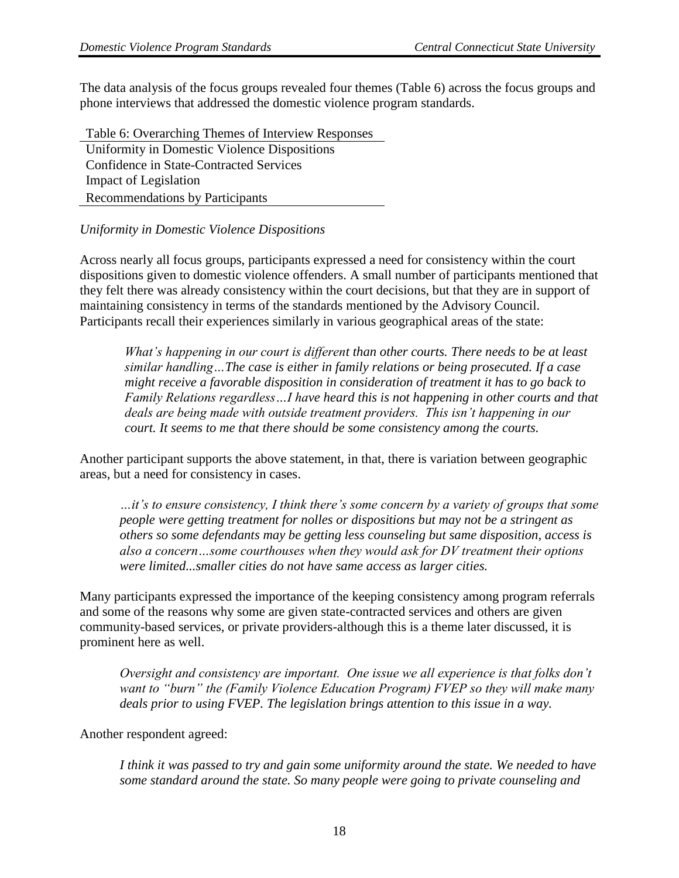The data analysis of the focus groups revealed four themes (Table 6) across the focus groups and phone interviews that addressed the domestic violence program standards.

| Table 6: Overarching Themes of Interview Responses |
| --- |
| Uniformity in Domestic Violence Dispositions |
| Confidence in State-Contracted Services |
| Impact of Legislation |
| Recommendations by Participants |

*Uniformity in Domestic Violence Dispositions*

Across nearly all focus groups, participants expressed a need for consistency within the court dispositions given to domestic violence offenders. A small number of participants mentioned that they felt there was already consistency within the court decisions, but that they are in support of maintaining consistency in terms of the standards mentioned by the Advisory Council. Participants recall their experiences similarly in various geographical areas of the state:

> *What's happening in our court is different than other courts. There needs to be at least similar handling…The case is either in family relations or being prosecuted. If a case might receive a favorable disposition in consideration of treatment it has to go back to Family Relations regardless…I have heard this is not happening in other courts and that deals are being made with outside treatment providers. This isn't happening in our court. It seems to me that there should be some consistency among the courts.*

Another participant supports the above statement, in that, there is variation between geographic areas, but a need for consistency in cases.

> *…it's to ensure consistency, I think there's some concern by a variety of groups that some people were getting treatment for nolles or dispositions but may not be a stringent as others so some defendants may be getting less counseling but same disposition, access is also a concern…some courthouses when they would ask for DV treatment their options were limited...smaller cities do not have same access as larger cities.*

Many participants expressed the importance of the keeping consistency among program referrals and some of the reasons why some are given state-contracted services and others are given community-based services, or private providers-although this is a theme later discussed, it is prominent here as well.

> *Oversight and consistency are important. One issue we all experience is that folks don't want to "burn" the (Family Violence Education Program) FVEP so they will make many deals prior to using FVEP. The legislation brings attention to this issue in a way.*

Another respondent agreed:

> *I think it was passed to try and gain some uniformity around the state. We needed to have some standard around the state. So many people were going to private counseling and*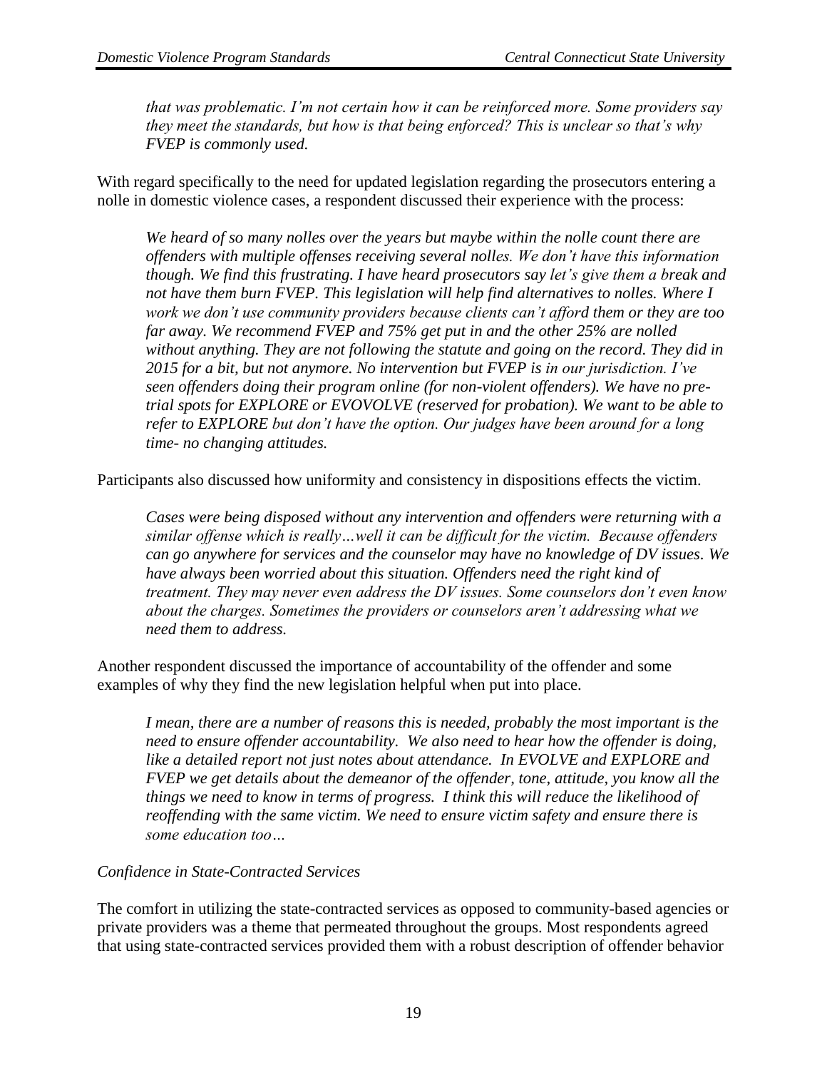*that was problematic. I'm not certain how it can be reinforced more. Some providers say they meet the standards, but how is that being enforced? This is unclear so that's why FVEP is commonly used.*

With regard specifically to the need for updated legislation regarding the prosecutors entering a nolle in domestic violence cases, a respondent discussed their experience with the process:

> *We heard of so many nolles over the years but maybe within the nolle count there are offenders with multiple offenses receiving several nolles. We don't have this information though. We find this frustrating. I have heard prosecutors say let's give them a break and not have them burn FVEP. This legislation will help find alternatives to nolles. Where I work we don't use community providers because clients can't afford them or they are too far away. We recommend FVEP and 75% get put in and the other 25% are nolled without anything. They are not following the statute and going on the record. They did in 2015 for a bit, but not anymore. No intervention but FVEP is in our jurisdiction. I've seen offenders doing their program online (for non-violent offenders). We have no pre-trial spots for EXPLORE or EVOVOLVE (reserved for probation). We want to be able to refer to EXPLORE but don't have the option. Our judges have been around for a long time- no changing attitudes.*

Participants also discussed how uniformity and consistency in dispositions effects the victim.

> *Cases were being disposed without any intervention and offenders were returning with a similar offense which is really…well it can be difficult for the victim. Because offenders can go anywhere for services and the counselor may have no knowledge of DV issues. We have always been worried about this situation. Offenders need the right kind of treatment. They may never even address the DV issues. Some counselors don't even know about the charges. Sometimes the providers or counselors aren't addressing what we need them to address.*

Another respondent discussed the importance of accountability of the offender and some examples of why they find the new legislation helpful when put into place.

> *I mean, there are a number of reasons this is needed, probably the most important is the need to ensure offender accountability. We also need to hear how the offender is doing, like a detailed report not just notes about attendance. In EVOLVE and EXPLORE and FVEP we get details about the demeanor of the offender, tone, attitude, you know all the things we need to know in terms of progress. I think this will reduce the likelihood of reoffending with the same victim. We need to ensure victim safety and ensure there is some education too…*

*Confidence in State-Contracted Services*

The comfort in utilizing the state-contracted services as opposed to community-based agencies or private providers was a theme that permeated throughout the groups. Most respondents agreed that using state-contracted services provided them with a robust description of offender behavior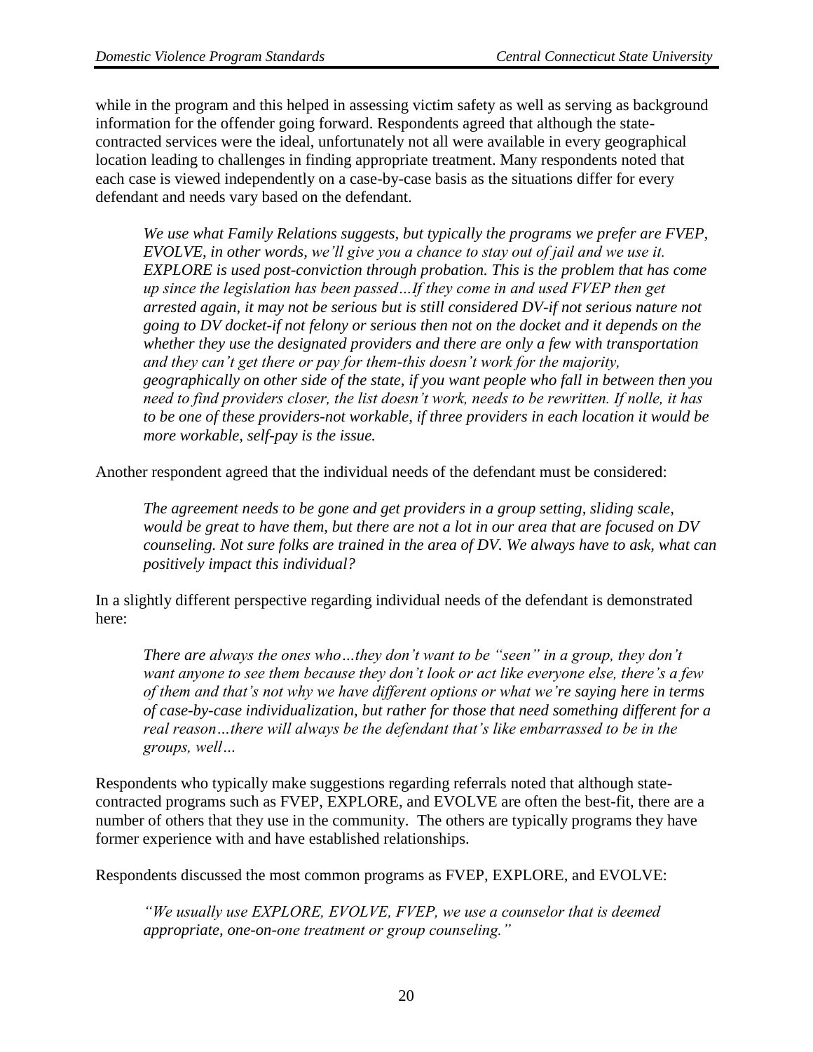while in the program and this helped in assessing victim safety as well as serving as background information for the offender going forward. Respondents agreed that although the state-contracted services were the ideal, unfortunately not all were available in every geographical location leading to challenges in finding appropriate treatment. Many respondents noted that each case is viewed independently on a case-by-case basis as the situations differ for every defendant and needs vary based on the defendant.

> *We use what Family Relations suggests, but typically the programs we prefer are FVEP, EVOLVE, in other words, we'll give you a chance to stay out of jail and we use it. EXPLORE is used post-conviction through probation. This is the problem that has come up since the legislation has been passed…If they come in and used FVEP then get arrested again, it may not be serious but is still considered DV-if not serious nature not going to DV docket-if not felony or serious then not on the docket and it depends on the whether they use the designated providers and there are only a few with transportation and they can't get there or pay for them-this doesn't work for the majority, geographically on other side of the state, if you want people who fall in between then you need to find providers closer, the list doesn't work, needs to be rewritten. If nolle, it has to be one of these providers-not workable, if three providers in each location it would be more workable, self-pay is the issue.*

Another respondent agreed that the individual needs of the defendant must be considered:

> *The agreement needs to be gone and get providers in a group setting, sliding scale, would be great to have them, but there are not a lot in our area that are focused on DV counseling. Not sure folks are trained in the area of DV. We always have to ask, what can positively impact this individual?*

In a slightly different perspective regarding individual needs of the defendant is demonstrated here:

> *There are always the ones who…they don't want to be "seen" in a group, they don't want anyone to see them because they don't look or act like everyone else, there's a few of them and that's not why we have different options or what we're saying here in terms of case-by-case individualization, but rather for those that need something different for a real reason…there will always be the defendant that's like embarrassed to be in the groups, well…*

Respondents who typically make suggestions regarding referrals noted that although state-contracted programs such as FVEP, EXPLORE, and EVOLVE are often the best-fit, there are a number of others that they use in the community. The others are typically programs they have former experience with and have established relationships.

Respondents discussed the most common programs as FVEP, EXPLORE, and EVOLVE:

> *"We usually use EXPLORE, EVOLVE, FVEP, we use a counselor that is deemed appropriate, one-on-one treatment or group counseling."*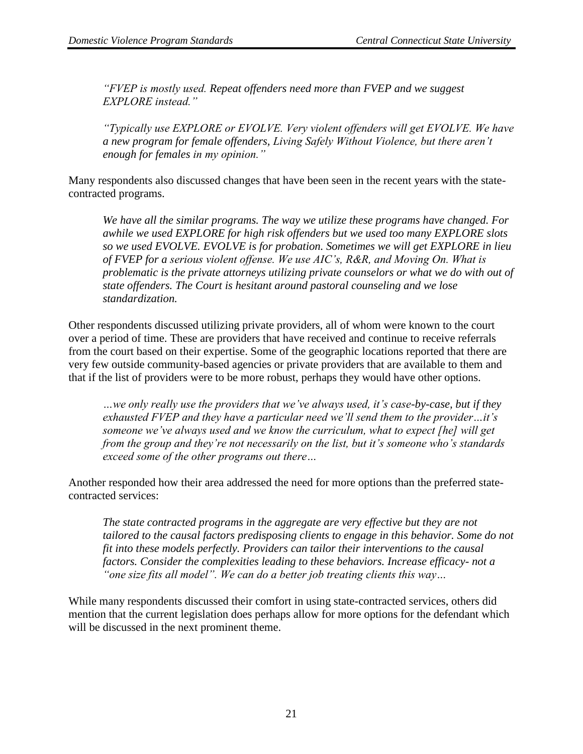*"FVEP is mostly used. Repeat offenders need more than FVEP and we suggest EXPLORE instead."*

*"Typically use EXPLORE or EVOLVE. Very violent offenders will get EVOLVE. We have a new program for female offenders, Living Safely Without Violence, but there aren't enough for females in my opinion."*

Many respondents also discussed changes that have been seen in the recent years with the state-contracted programs.

*We have all the similar programs. The way we utilize these programs have changed. For awhile we used EXPLORE for high risk offenders but we used too many EXPLORE slots so we used EVOLVE. EVOLVE is for probation. Sometimes we will get EXPLORE in lieu of FVEP for a serious violent offense. We use AIC's, R&R, and Moving On. What is problematic is the private attorneys utilizing private counselors or what we do with out of state offenders. The Court is hesitant around pastoral counseling and we lose standardization.*

Other respondents discussed utilizing private providers, all of whom were known to the court over a period of time. These are providers that have received and continue to receive referrals from the court based on their expertise. Some of the geographic locations reported that there are very few outside community-based agencies or private providers that are available to them and that if the list of providers were to be more robust, perhaps they would have other options.

*…we only really use the providers that we've always used, it's case-by-case, but if they exhausted FVEP and they have a particular need we'll send them to the provider…it's someone we've always used and we know the curriculum, what to expect [he] will get from the group and they're not necessarily on the list, but it's someone who's standards exceed some of the other programs out there…*

Another responded how their area addressed the need for more options than the preferred state-contracted services:

*The state contracted programs in the aggregate are very effective but they are not tailored to the causal factors predisposing clients to engage in this behavior. Some do not fit into these models perfectly. Providers can tailor their interventions to the causal factors. Consider the complexities leading to these behaviors. Increase efficacy- not a "one size fits all model". We can do a better job treating clients this way…*

While many respondents discussed their comfort in using state-contracted services, others did mention that the current legislation does perhaps allow for more options for the defendant which will be discussed in the next prominent theme.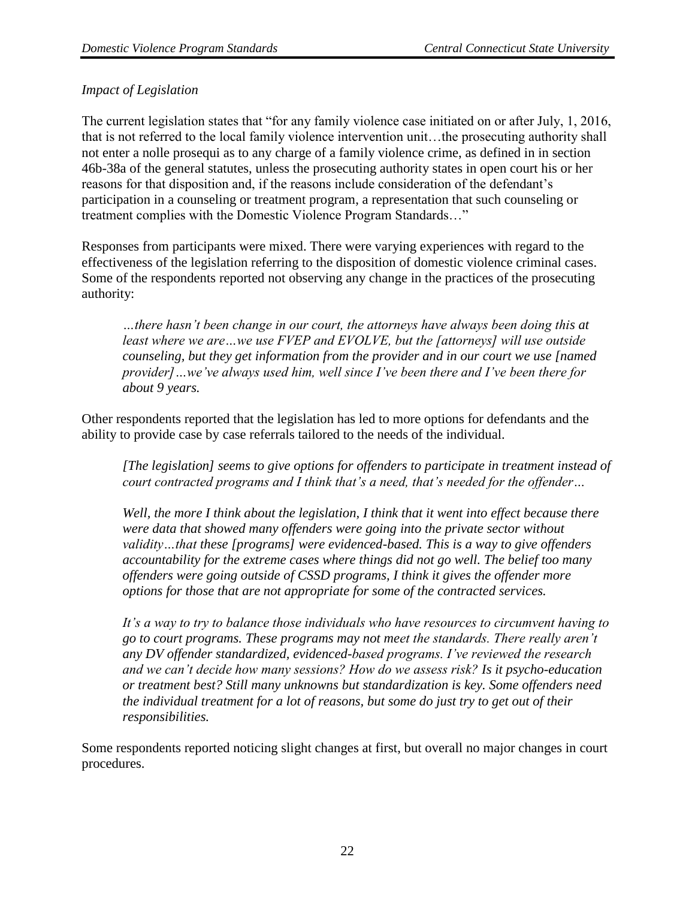*Impact of Legislation*

The current legislation states that "for any family violence case initiated on or after July, 1, 2016, that is not referred to the local family violence intervention unit…the prosecuting authority shall not enter a nolle prosequi as to any charge of a family violence crime, as defined in in section 46b-38a of the general statutes, unless the prosecuting authority states in open court his or her reasons for that disposition and, if the reasons include consideration of the defendant's participation in a counseling or treatment program, a representation that such counseling or treatment complies with the Domestic Violence Program Standards…"

Responses from participants were mixed. There were varying experiences with regard to the effectiveness of the legislation referring to the disposition of domestic violence criminal cases. Some of the respondents reported not observing any change in the practices of the prosecuting authority:

> *…there hasn't been change in our court, the attorneys have always been doing this at least where we are…we use FVEP and EVOLVE, but the [attorneys] will use outside counseling, but they get information from the provider and in our court we use [named provider]…we've always used him, well since I've been there and I've been there for about 9 years.*

Other respondents reported that the legislation has led to more options for defendants and the ability to provide case by case referrals tailored to the needs of the individual.

> *[The legislation] seems to give options for offenders to participate in treatment instead of court contracted programs and I think that's a need, that's needed for the offender…*
>
> *Well, the more I think about the legislation, I think that it went into effect because there were data that showed many offenders were going into the private sector without validity…that these [programs] were evidenced-based. This is a way to give offenders accountability for the extreme cases where things did not go well. The belief too many offenders were going outside of CSSD programs, I think it gives the offender more options for those that are not appropriate for some of the contracted services.*
>
> *It's a way to try to balance those individuals who have resources to circumvent having to go to court programs. These programs may not meet the standards. There really aren't any DV offender standardized, evidenced-based programs. I've reviewed the research and we can't decide how many sessions? How do we assess risk? Is it psycho-education or treatment best? Still many unknowns but standardization is key. Some offenders need the individual treatment for a lot of reasons, but some do just try to get out of their responsibilities.*

Some respondents reported noticing slight changes at first, but overall no major changes in court procedures.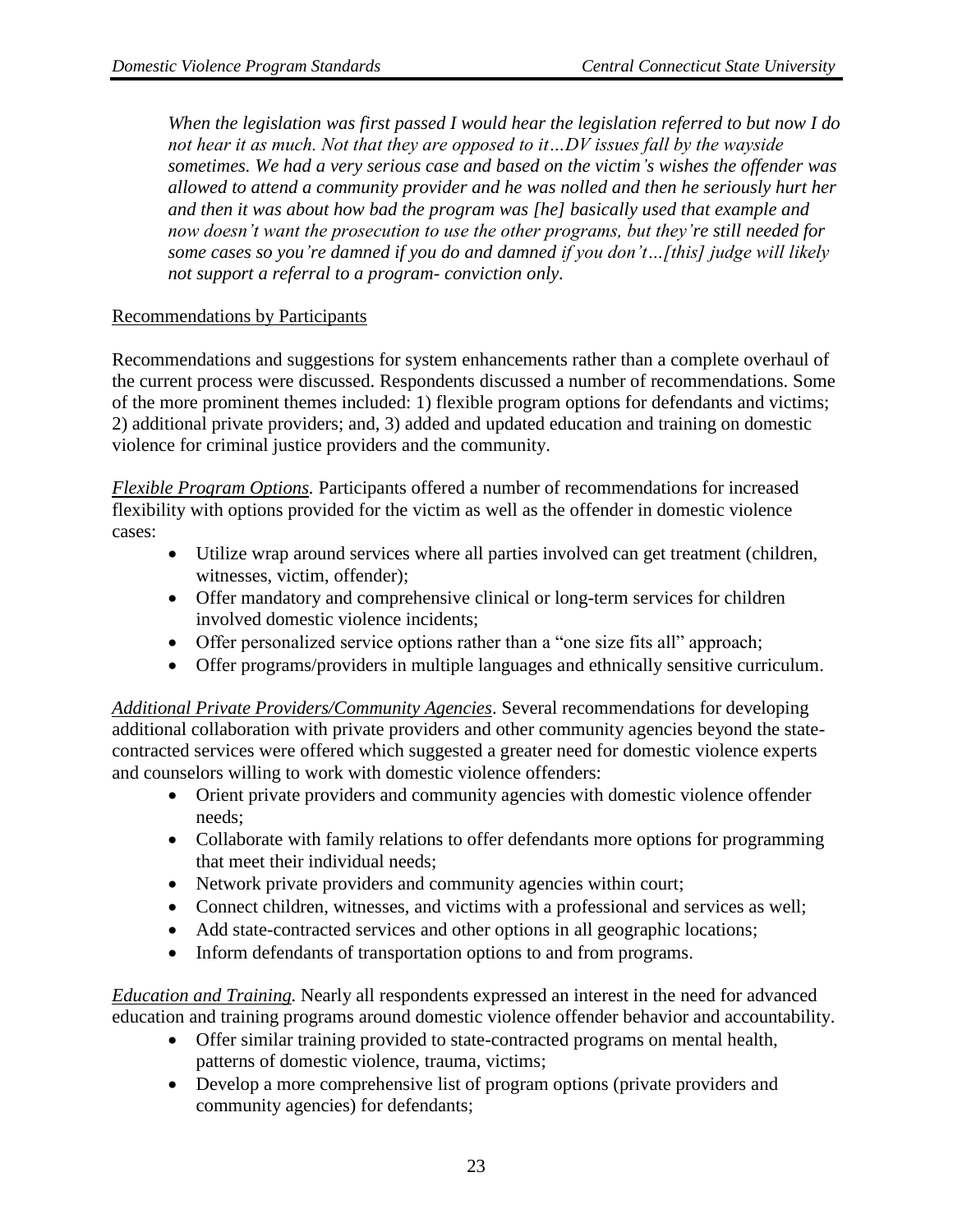*When the legislation was first passed I would hear the legislation referred to but now I do not hear it as much. Not that they are opposed to it…DV issues fall by the wayside sometimes. We had a very serious case and based on the victim's wishes the offender was allowed to attend a community provider and he was nolled and then he seriously hurt her and then it was about how bad the program was [he] basically used that example and now doesn't want the prosecution to use the other programs, but they're still needed for some cases so you're damned if you do and damned if you don't…[this] judge will likely not support a referral to a program- conviction only.*

Recommendations by Participants

Recommendations and suggestions for system enhancements rather than a complete overhaul of the current process were discussed. Respondents discussed a number of recommendations. Some of the more prominent themes included: 1) flexible program options for defendants and victims; 2) additional private providers; and, 3) added and updated education and training on domestic violence for criminal justice providers and the community.

*Flexible Program Options.* Participants offered a number of recommendations for increased flexibility with options provided for the victim as well as the offender in domestic violence cases:

- Utilize wrap around services where all parties involved can get treatment (children, witnesses, victim, offender);
- Offer mandatory and comprehensive clinical or long-term services for children involved domestic violence incidents;
- Offer personalized service options rather than a "one size fits all" approach;
- Offer programs/providers in multiple languages and ethnically sensitive curriculum.

*Additional Private Providers/Community Agencies*. Several recommendations for developing additional collaboration with private providers and other community agencies beyond the state-contracted services were offered which suggested a greater need for domestic violence experts and counselors willing to work with domestic violence offenders:

- Orient private providers and community agencies with domestic violence offender needs;
- Collaborate with family relations to offer defendants more options for programming that meet their individual needs;
- Network private providers and community agencies within court;
- Connect children, witnesses, and victims with a professional and services as well;
- Add state-contracted services and other options in all geographic locations;
- Inform defendants of transportation options to and from programs.

*Education and Training.* Nearly all respondents expressed an interest in the need for advanced education and training programs around domestic violence offender behavior and accountability.

- Offer similar training provided to state-contracted programs on mental health, patterns of domestic violence, trauma, victims;
- Develop a more comprehensive list of program options (private providers and community agencies) for defendants;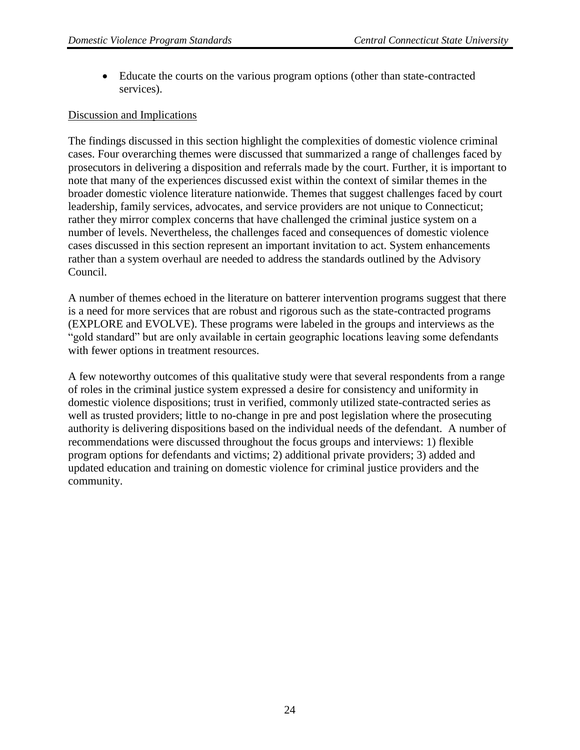- Educate the courts on the various program options (other than state-contracted services).

Discussion and Implications

The findings discussed in this section highlight the complexities of domestic violence criminal cases. Four overarching themes were discussed that summarized a range of challenges faced by prosecutors in delivering a disposition and referrals made by the court. Further, it is important to note that many of the experiences discussed exist within the context of similar themes in the broader domestic violence literature nationwide. Themes that suggest challenges faced by court leadership, family services, advocates, and service providers are not unique to Connecticut; rather they mirror complex concerns that have challenged the criminal justice system on a number of levels. Nevertheless, the challenges faced and consequences of domestic violence cases discussed in this section represent an important invitation to act. System enhancements rather than a system overhaul are needed to address the standards outlined by the Advisory Council.

A number of themes echoed in the literature on batterer intervention programs suggest that there is a need for more services that are robust and rigorous such as the state-contracted programs (EXPLORE and EVOLVE). These programs were labeled in the groups and interviews as the "gold standard" but are only available in certain geographic locations leaving some defendants with fewer options in treatment resources.

A few noteworthy outcomes of this qualitative study were that several respondents from a range of roles in the criminal justice system expressed a desire for consistency and uniformity in domestic violence dispositions; trust in verified, commonly utilized state-contracted series as well as trusted providers; little to no-change in pre and post legislation where the prosecuting authority is delivering dispositions based on the individual needs of the defendant. A number of recommendations were discussed throughout the focus groups and interviews: 1) flexible program options for defendants and victims; 2) additional private providers; 3) added and updated education and training on domestic violence for criminal justice providers and the community.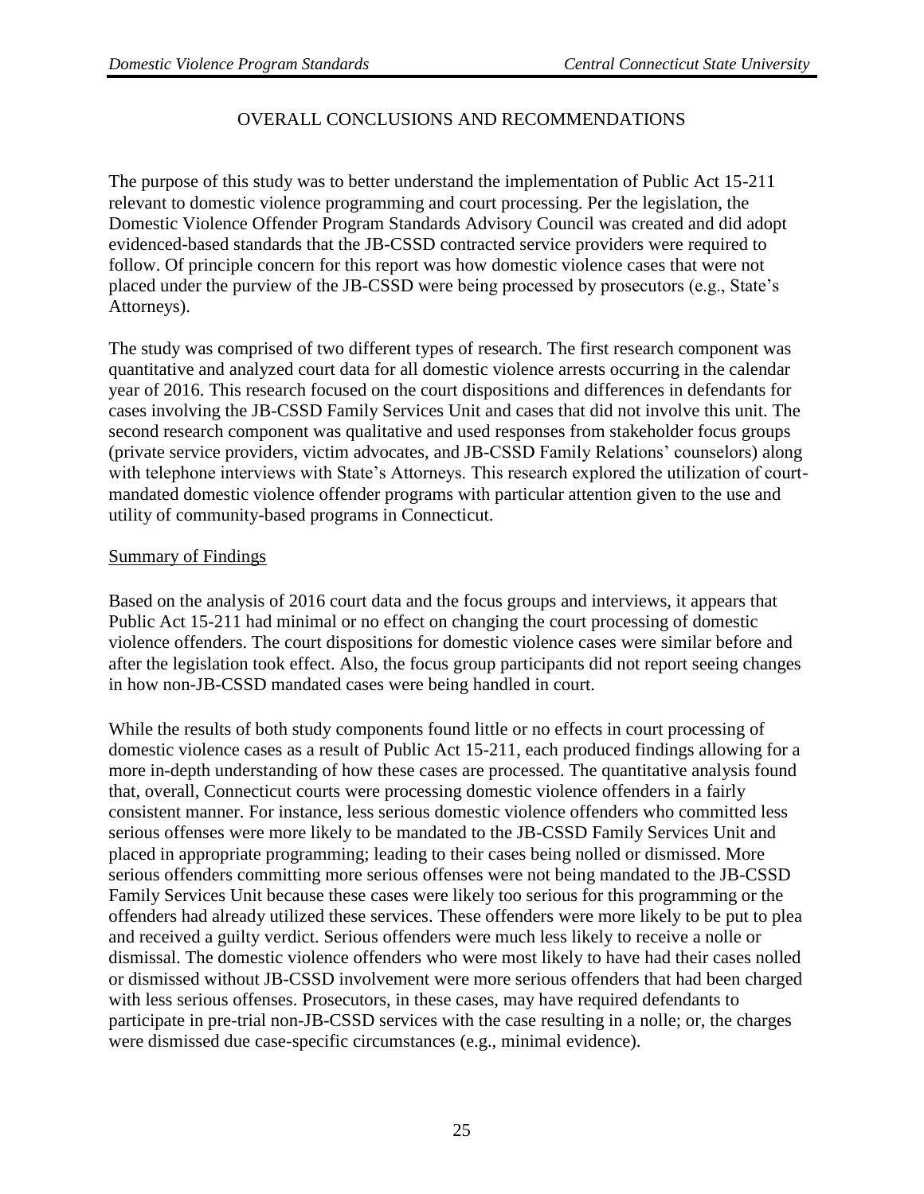## OVERALL CONCLUSIONS AND RECOMMENDATIONS

The purpose of this study was to better understand the implementation of Public Act 15-211 relevant to domestic violence programming and court processing. Per the legislation, the Domestic Violence Offender Program Standards Advisory Council was created and did adopt evidenced-based standards that the JB-CSSD contracted service providers were required to follow. Of principle concern for this report was how domestic violence cases that were not placed under the purview of the JB-CSSD were being processed by prosecutors (e.g., State's Attorneys).

The study was comprised of two different types of research. The first research component was quantitative and analyzed court data for all domestic violence arrests occurring in the calendar year of 2016. This research focused on the court dispositions and differences in defendants for cases involving the JB-CSSD Family Services Unit and cases that did not involve this unit. The second research component was qualitative and used responses from stakeholder focus groups (private service providers, victim advocates, and JB-CSSD Family Relations' counselors) along with telephone interviews with State's Attorneys. This research explored the utilization of court-mandated domestic violence offender programs with particular attention given to the use and utility of community-based programs in Connecticut.

### Summary of Findings

Based on the analysis of 2016 court data and the focus groups and interviews, it appears that Public Act 15-211 had minimal or no effect on changing the court processing of domestic violence offenders. The court dispositions for domestic violence cases were similar before and after the legislation took effect. Also, the focus group participants did not report seeing changes in how non-JB-CSSD mandated cases were being handled in court.

While the results of both study components found little or no effects in court processing of domestic violence cases as a result of Public Act 15-211, each produced findings allowing for a more in-depth understanding of how these cases are processed. The quantitative analysis found that, overall, Connecticut courts were processing domestic violence offenders in a fairly consistent manner. For instance, less serious domestic violence offenders who committed less serious offenses were more likely to be mandated to the JB-CSSD Family Services Unit and placed in appropriate programming; leading to their cases being nolled or dismissed. More serious offenders committing more serious offenses were not being mandated to the JB-CSSD Family Services Unit because these cases were likely too serious for this programming or the offenders had already utilized these services. These offenders were more likely to be put to plea and received a guilty verdict. Serious offenders were much less likely to receive a nolle or dismissal. The domestic violence offenders who were most likely to have had their cases nolled or dismissed without JB-CSSD involvement were more serious offenders that had been charged with less serious offenses. Prosecutors, in these cases, may have required defendants to participate in pre-trial non-JB-CSSD services with the case resulting in a nolle; or, the charges were dismissed due case-specific circumstances (e.g., minimal evidence).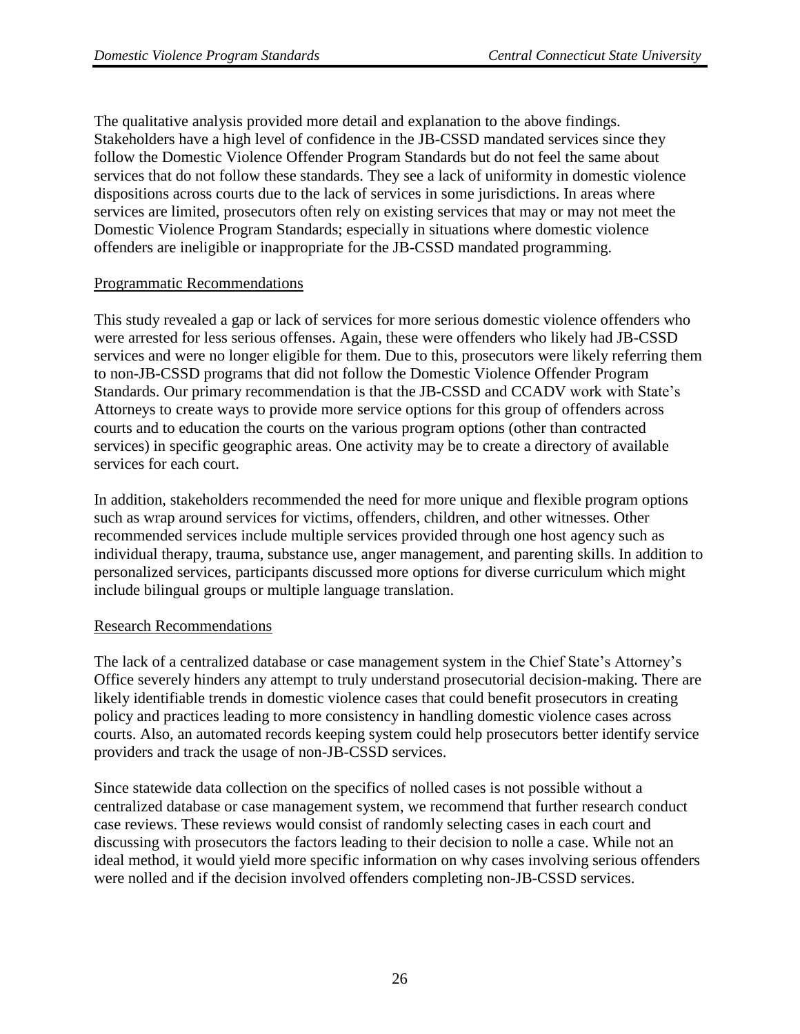The qualitative analysis provided more detail and explanation to the above findings. Stakeholders have a high level of confidence in the JB-CSSD mandated services since they follow the Domestic Violence Offender Program Standards but do not feel the same about services that do not follow these standards. They see a lack of uniformity in domestic violence dispositions across courts due to the lack of services in some jurisdictions. In areas where services are limited, prosecutors often rely on existing services that may or may not meet the Domestic Violence Program Standards; especially in situations where domestic violence offenders are ineligible or inappropriate for the JB-CSSD mandated programming.

### Programmatic Recommendations

This study revealed a gap or lack of services for more serious domestic violence offenders who were arrested for less serious offenses. Again, these were offenders who likely had JB-CSSD services and were no longer eligible for them. Due to this, prosecutors were likely referring them to non-JB-CSSD programs that did not follow the Domestic Violence Offender Program Standards. Our primary recommendation is that the JB-CSSD and CCADV work with State's Attorneys to create ways to provide more service options for this group of offenders across courts and to education the courts on the various program options (other than contracted services) in specific geographic areas. One activity may be to create a directory of available services for each court.

In addition, stakeholders recommended the need for more unique and flexible program options such as wrap around services for victims, offenders, children, and other witnesses. Other recommended services include multiple services provided through one host agency such as individual therapy, trauma, substance use, anger management, and parenting skills. In addition to personalized services, participants discussed more options for diverse curriculum which might include bilingual groups or multiple language translation.

### Research Recommendations

The lack of a centralized database or case management system in the Chief State's Attorney's Office severely hinders any attempt to truly understand prosecutorial decision-making. There are likely identifiable trends in domestic violence cases that could benefit prosecutors in creating policy and practices leading to more consistency in handling domestic violence cases across courts. Also, an automated records keeping system could help prosecutors better identify service providers and track the usage of non-JB-CSSD services.

Since statewide data collection on the specifics of nolled cases is not possible without a centralized database or case management system, we recommend that further research conduct case reviews. These reviews would consist of randomly selecting cases in each court and discussing with prosecutors the factors leading to their decision to nolle a case. While not an ideal method, it would yield more specific information on why cases involving serious offenders were nolled and if the decision involved offenders completing non-JB-CSSD services.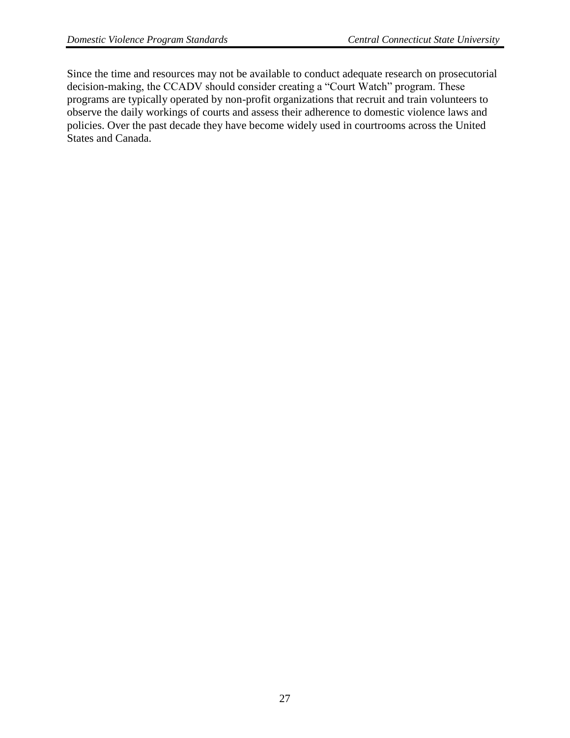Since the time and resources may not be available to conduct adequate research on prosecutorial decision-making, the CCADV should consider creating a "Court Watch" program. These programs are typically operated by non-profit organizations that recruit and train volunteers to observe the daily workings of courts and assess their adherence to domestic violence laws and policies. Over the past decade they have become widely used in courtrooms across the United States and Canada.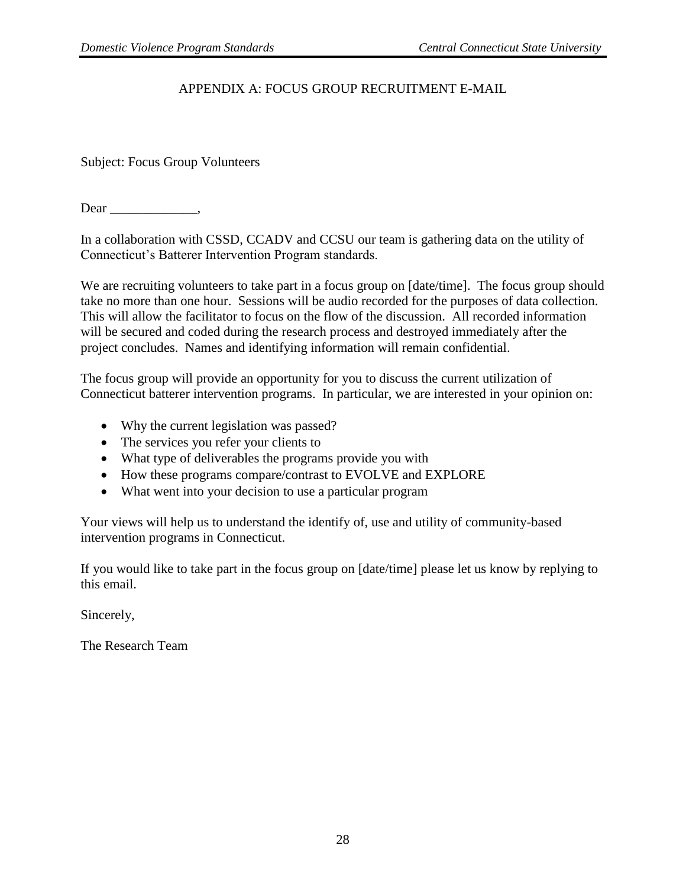## APPENDIX A: FOCUS GROUP RECRUITMENT E-MAIL

Subject: Focus Group Volunteers

Dear _____________,

In a collaboration with CSSD, CCADV and CCSU our team is gathering data on the utility of Connecticut's Batterer Intervention Program standards.

We are recruiting volunteers to take part in a focus group on [date/time]. The focus group should take no more than one hour. Sessions will be audio recorded for the purposes of data collection. This will allow the facilitator to focus on the flow of the discussion. All recorded information will be secured and coded during the research process and destroyed immediately after the project concludes. Names and identifying information will remain confidential.

The focus group will provide an opportunity for you to discuss the current utilization of Connecticut batterer intervention programs. In particular, we are interested in your opinion on:

- Why the current legislation was passed?
- The services you refer your clients to
- What type of deliverables the programs provide you with
- How these programs compare/contrast to EVOLVE and EXPLORE
- What went into your decision to use a particular program

Your views will help us to understand the identify of, use and utility of community-based intervention programs in Connecticut.

If you would like to take part in the focus group on [date/time] please let us know by replying to this email.

Sincerely,

The Research Team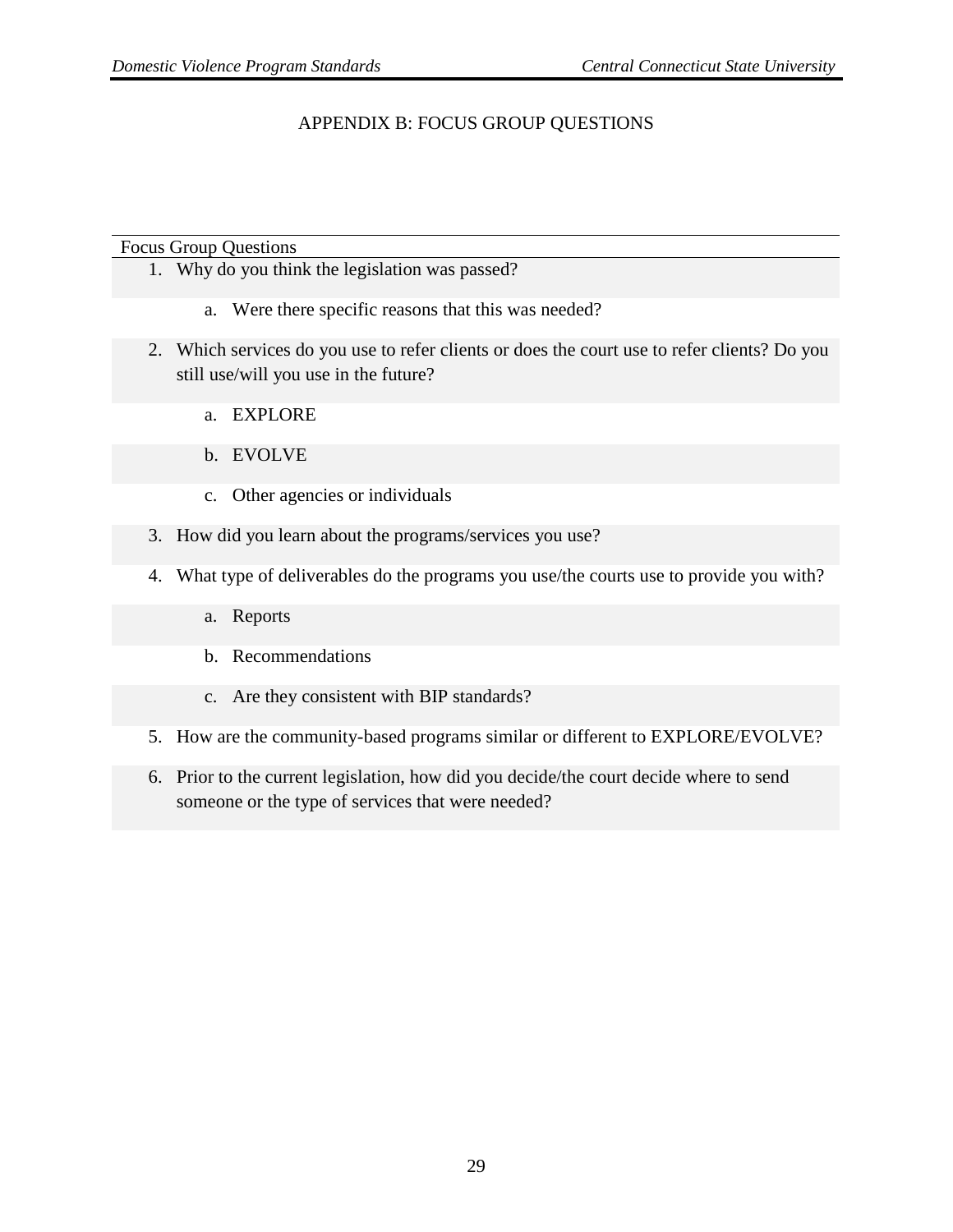# APPENDIX B: FOCUS GROUP QUESTIONS

| Focus Group Questions |
|---|
| 1. Why do you think the legislation was passed? |
| a. Were there specific reasons that this was needed? |
| 2. Which services do you use to refer clients or does the court use to refer clients? Do you still use/will you use in the future? |
| a. EXPLORE |
| b. EVOLVE |
| c. Other agencies or individuals |
| 3. How did you learn about the programs/services you use? |
| 4. What type of deliverables do the programs you use/the courts use to provide you with? |
| a. Reports |
| b. Recommendations |
| c. Are they consistent with BIP standards? |
| 5. How are the community-based programs similar or different to EXPLORE/EVOLVE? |
| 6. Prior to the current legislation, how did you decide/the court decide where to send someone or the type of services that were needed? |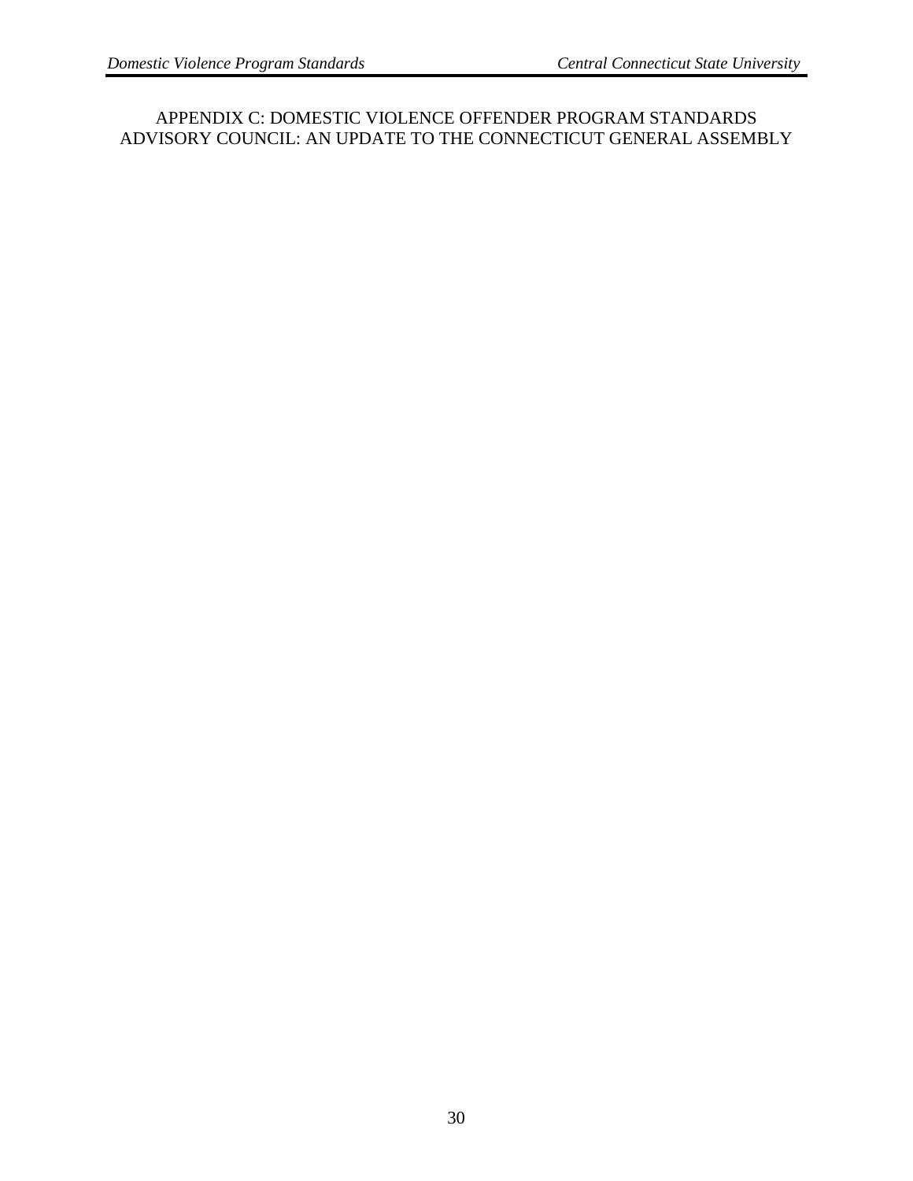# APPENDIX C: DOMESTIC VIOLENCE OFFENDER PROGRAM STANDARDS ADVISORY COUNCIL: AN UPDATE TO THE CONNECTICUT GENERAL ASSEMBLY